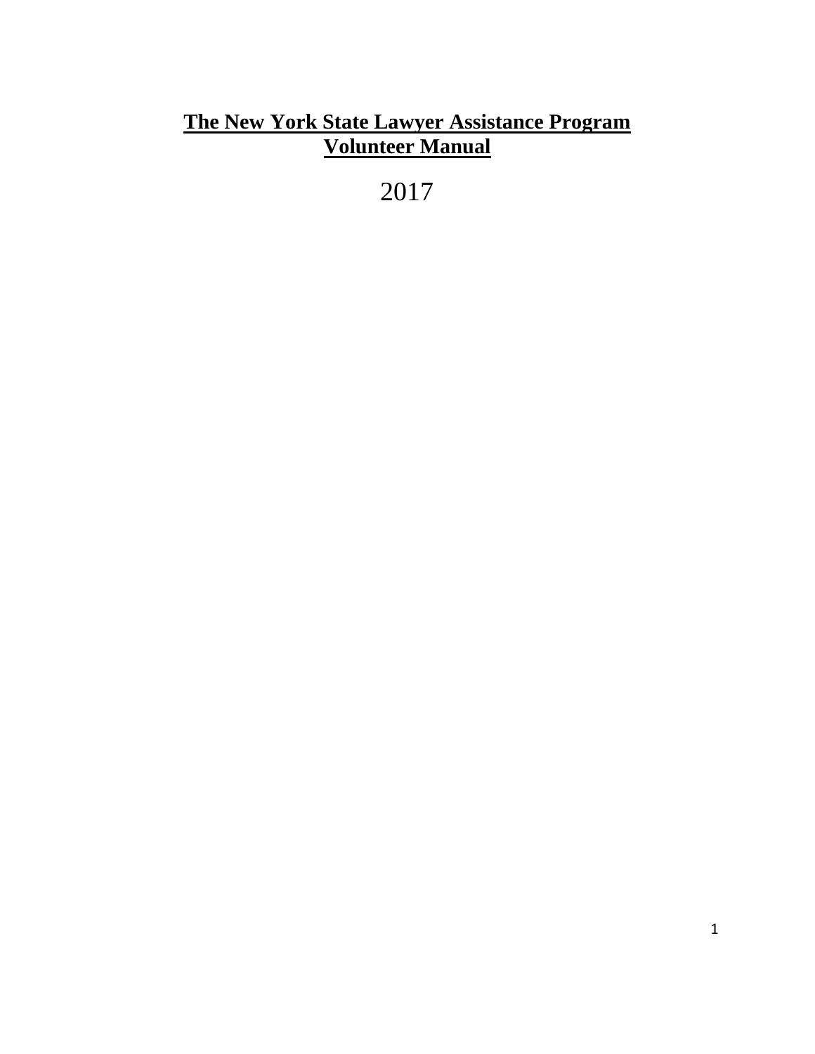# The New York State Lawyer Assistance Program Volunteer Manual

2017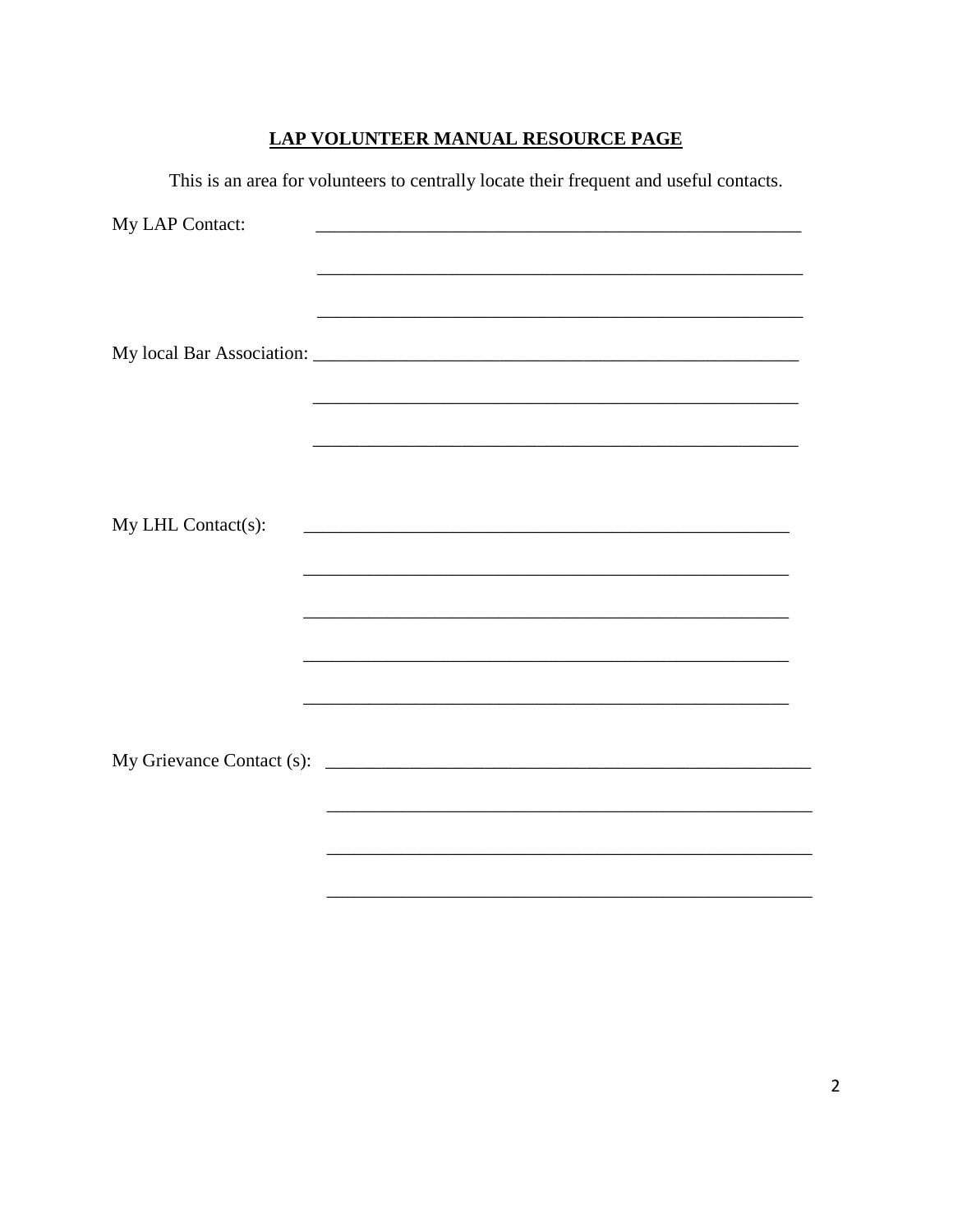# LAP VOLUNTEER MANUAL RESOURCE PAGE

This is an area for volunteers to centrally locate their frequent and useful contacts.

My LAP Contact: ______________________________________________________

______________________________________________________

______________________________________________________

My local Bar Association: ______________________________________________________

______________________________________________________

______________________________________________________

My LHL Contact(s): ______________________________________________________

______________________________________________________

______________________________________________________

______________________________________________________

______________________________________________________

My Grievance Contact (s): ______________________________________________________

______________________________________________________

______________________________________________________

______________________________________________________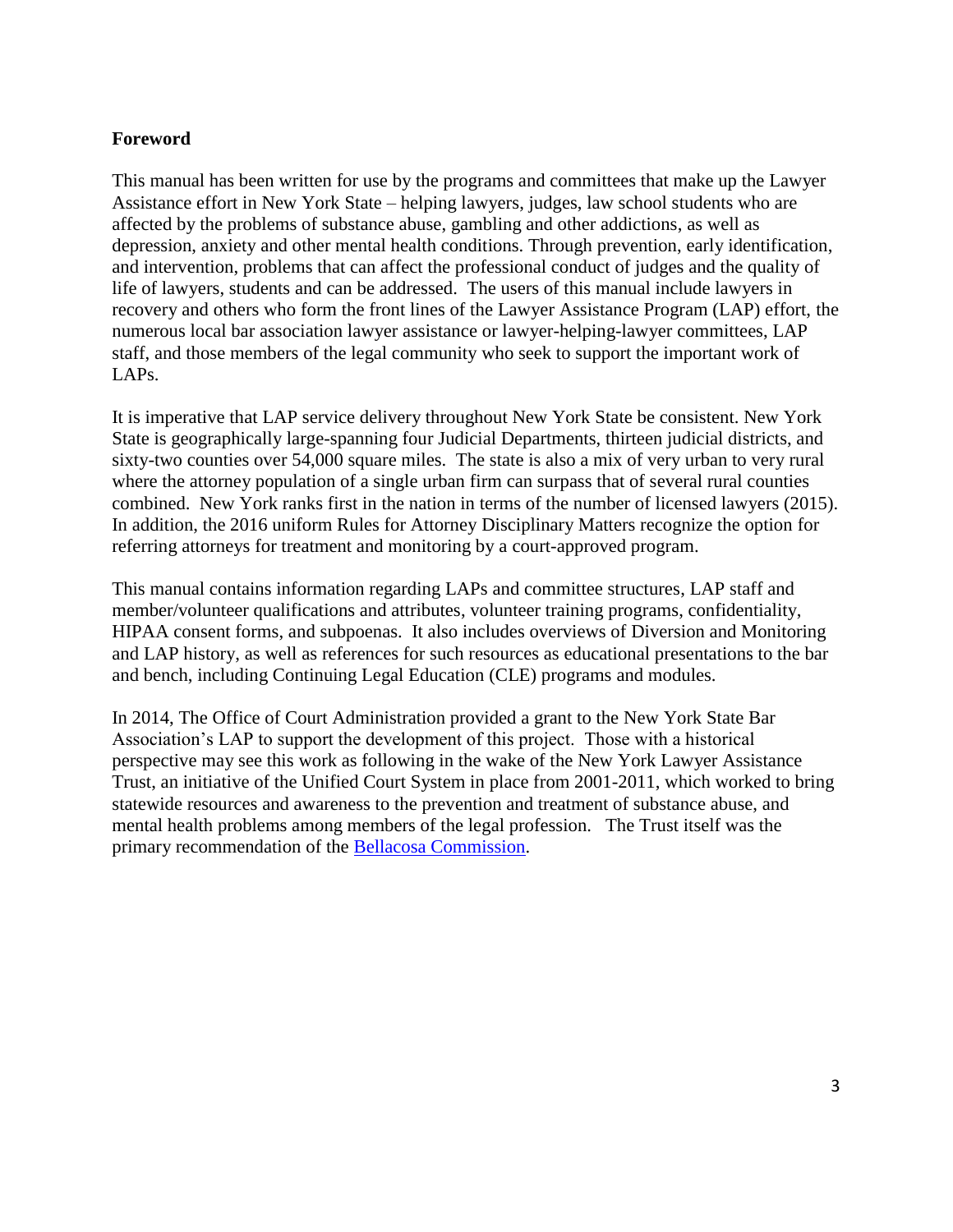**Foreword**

This manual has been written for use by the programs and committees that make up the Lawyer Assistance effort in New York State – helping lawyers, judges, law school students who are affected by the problems of substance abuse, gambling and other addictions, as well as depression, anxiety and other mental health conditions. Through prevention, early identification, and intervention, problems that can affect the professional conduct of judges and the quality of life of lawyers, students and can be addressed. The users of this manual include lawyers in recovery and others who form the front lines of the Lawyer Assistance Program (LAP) effort, the numerous local bar association lawyer assistance or lawyer-helping-lawyer committees, LAP staff, and those members of the legal community who seek to support the important work of LAPs.

It is imperative that LAP service delivery throughout New York State be consistent. New York State is geographically large-spanning four Judicial Departments, thirteen judicial districts, and sixty-two counties over 54,000 square miles. The state is also a mix of very urban to very rural where the attorney population of a single urban firm can surpass that of several rural counties combined. New York ranks first in the nation in terms of the number of licensed lawyers (2015). In addition, the 2016 uniform Rules for Attorney Disciplinary Matters recognize the option for referring attorneys for treatment and monitoring by a court-approved program.

This manual contains information regarding LAPs and committee structures, LAP staff and member/volunteer qualifications and attributes, volunteer training programs, confidentiality, HIPAA consent forms, and subpoenas. It also includes overviews of Diversion and Monitoring and LAP history, as well as references for such resources as educational presentations to the bar and bench, including Continuing Legal Education (CLE) programs and modules.

In 2014, The Office of Court Administration provided a grant to the New York State Bar Association's LAP to support the development of this project. Those with a historical perspective may see this work as following in the wake of the New York Lawyer Assistance Trust, an initiative of the Unified Court System in place from 2001-2011, which worked to bring statewide resources and awareness to the prevention and treatment of substance abuse, and mental health problems among members of the legal profession. The Trust itself was the primary recommendation of the Bellacosa Commission.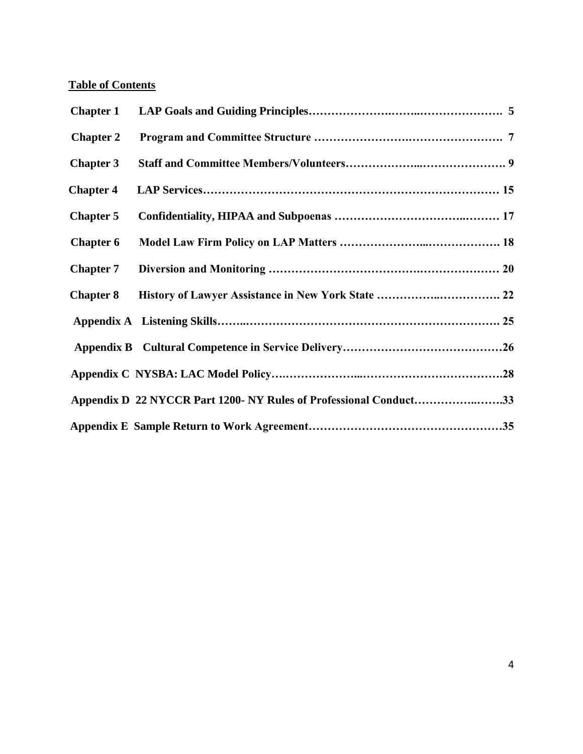**<u>Table of Contents</u>**

| | | |
|---|---|---|
| **Chapter 1** | **LAP Goals and Guiding Principles** | **5** |
| **Chapter 2** | **Program and Committee Structure** | **7** |
| **Chapter 3** | **Staff and Committee Members/Volunteers** | **9** |
| **Chapter 4** | **LAP Services** | **15** |
| **Chapter 5** | **Confidentiality, HIPAA and Subpoenas** | **17** |
| **Chapter 6** | **Model Law Firm Policy on LAP Matters** | **18** |
| **Chapter 7** | **Diversion and Monitoring** | **20** |
| **Chapter 8** | **History of Lawyer Assistance in New York State** | **22** |
| **Appendix A** | **Listening Skills** | **25** |
| **Appendix B** | **Cultural Competence in Service Delivery** | **26** |
| **Appendix C** | **NYSBA: LAC Model Policy** | **28** |
| **Appendix D** | **22 NYCCR Part 1200- NY Rules of Professional Conduct** | **33** |
| **Appendix E** | **Sample Return to Work Agreement** | **35** |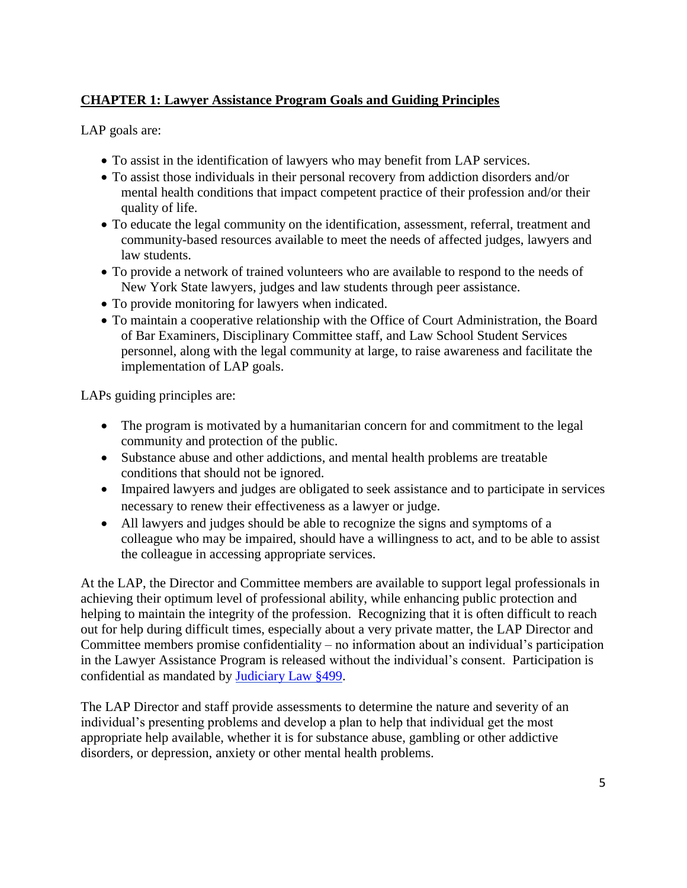## CHAPTER 1: Lawyer Assistance Program Goals and Guiding Principles

LAP goals are:

- To assist in the identification of lawyers who may benefit from LAP services.
- To assist those individuals in their personal recovery from addiction disorders and/or mental health conditions that impact competent practice of their profession and/or their quality of life.
- To educate the legal community on the identification, assessment, referral, treatment and community-based resources available to meet the needs of affected judges, lawyers and law students.
- To provide a network of trained volunteers who are available to respond to the needs of New York State lawyers, judges and law students through peer assistance.
- To provide monitoring for lawyers when indicated.
- To maintain a cooperative relationship with the Office of Court Administration, the Board of Bar Examiners, Disciplinary Committee staff, and Law School Student Services personnel, along with the legal community at large, to raise awareness and facilitate the implementation of LAP goals.

LAPs guiding principles are:

- The program is motivated by a humanitarian concern for and commitment to the legal community and protection of the public.
- Substance abuse and other addictions, and mental health problems are treatable conditions that should not be ignored.
- Impaired lawyers and judges are obligated to seek assistance and to participate in services necessary to renew their effectiveness as a lawyer or judge.
- All lawyers and judges should be able to recognize the signs and symptoms of a colleague who may be impaired, should have a willingness to act, and to be able to assist the colleague in accessing appropriate services.

At the LAP, the Director and Committee members are available to support legal professionals in achieving their optimum level of professional ability, while enhancing public protection and helping to maintain the integrity of the profession. Recognizing that it is often difficult to reach out for help during difficult times, especially about a very private matter, the LAP Director and Committee members promise confidentiality – no information about an individual's participation in the Lawyer Assistance Program is released without the individual's consent. Participation is confidential as mandated by [Judiciary Law §499](#).

The LAP Director and staff provide assessments to determine the nature and severity of an individual's presenting problems and develop a plan to help that individual get the most appropriate help available, whether it is for substance abuse, gambling or other addictive disorders, or depression, anxiety or other mental health problems.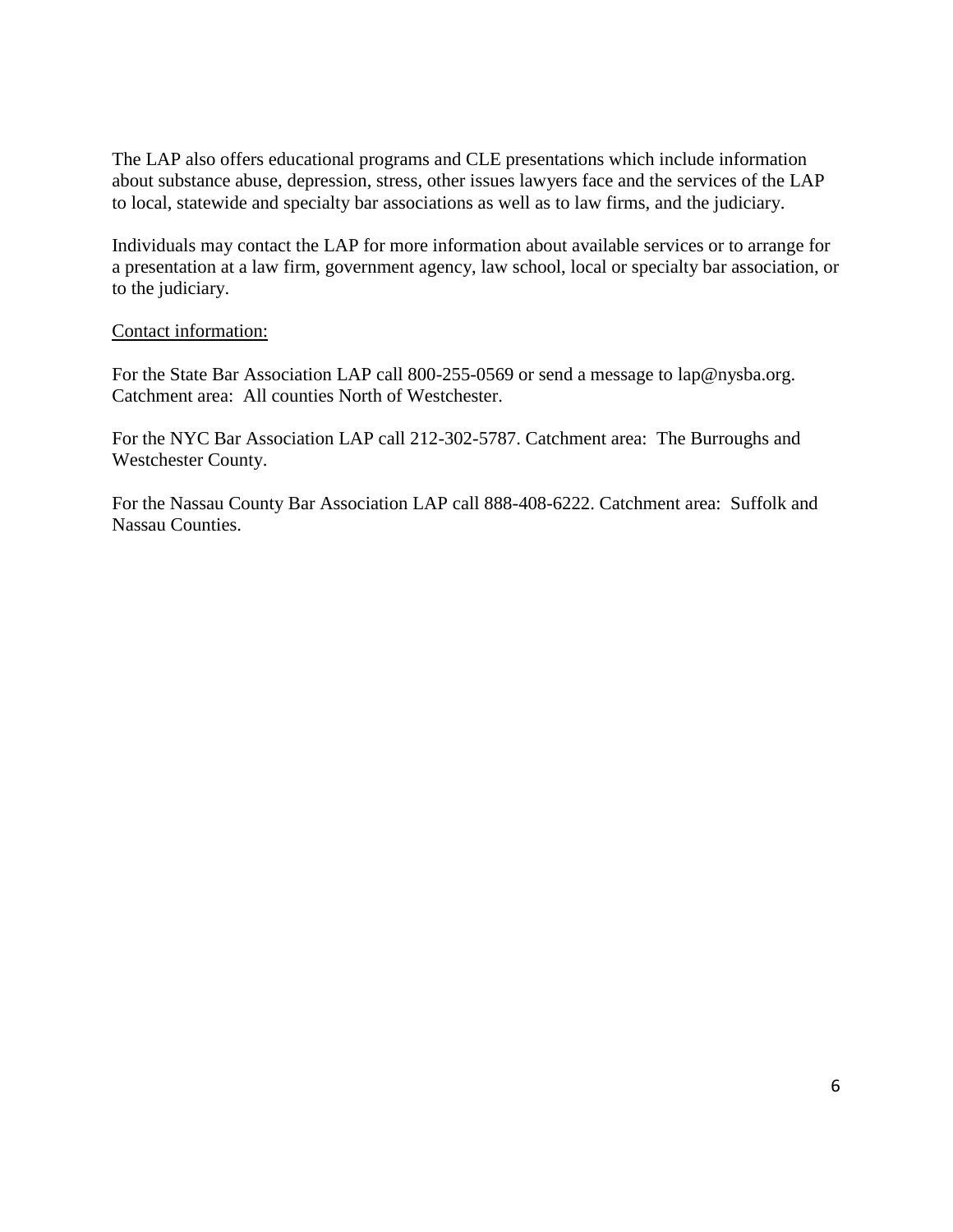The LAP also offers educational programs and CLE presentations which include information about substance abuse, depression, stress, other issues lawyers face and the services of the LAP to local, statewide and specialty bar associations as well as to law firms, and the judiciary.

Individuals may contact the LAP for more information about available services or to arrange for a presentation at a law firm, government agency, law school, local or specialty bar association, or to the judiciary.

<u>Contact information:</u>

For the State Bar Association LAP call 800-255-0569 or send a message to lap@nysba.org. Catchment area: All counties North of Westchester.

For the NYC Bar Association LAP call 212-302-5787. Catchment area: The Burroughs and Westchester County.

For the Nassau County Bar Association LAP call 888-408-6222. Catchment area: Suffolk and Nassau Counties.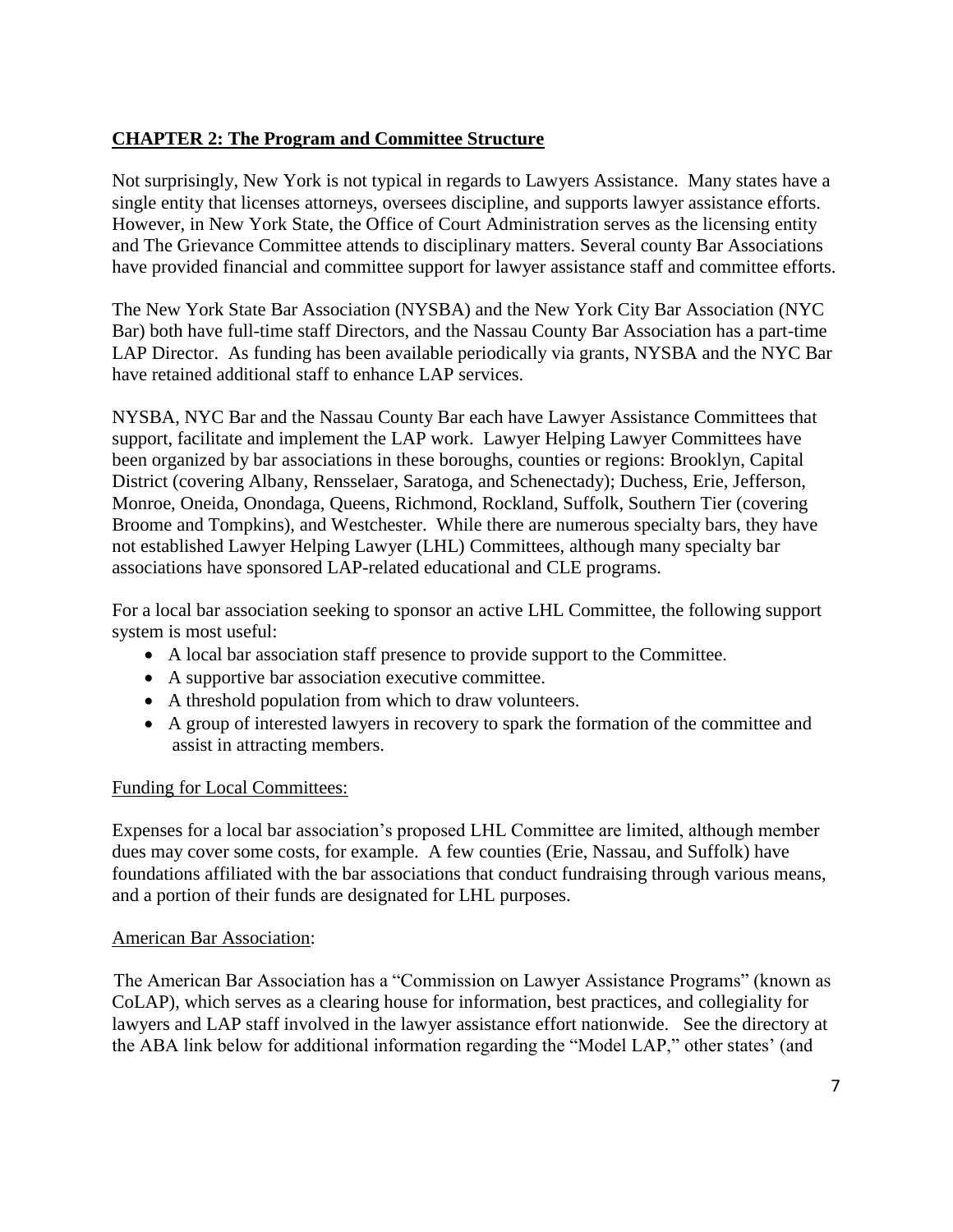## **CHAPTER 2: The Program and Committee Structure**

Not surprisingly, New York is not typical in regards to Lawyers Assistance. Many states have a single entity that licenses attorneys, oversees discipline, and supports lawyer assistance efforts. However, in New York State, the Office of Court Administration serves as the licensing entity and The Grievance Committee attends to disciplinary matters. Several county Bar Associations have provided financial and committee support for lawyer assistance staff and committee efforts.

The New York State Bar Association (NYSBA) and the New York City Bar Association (NYC Bar) both have full-time staff Directors, and the Nassau County Bar Association has a part-time LAP Director. As funding has been available periodically via grants, NYSBA and the NYC Bar have retained additional staff to enhance LAP services.

NYSBA, NYC Bar and the Nassau County Bar each have Lawyer Assistance Committees that support, facilitate and implement the LAP work. Lawyer Helping Lawyer Committees have been organized by bar associations in these boroughs, counties or regions: Brooklyn, Capital District (covering Albany, Rensselaer, Saratoga, and Schenectady); Duchess, Erie, Jefferson, Monroe, Oneida, Onondaga, Queens, Richmond, Rockland, Suffolk, Southern Tier (covering Broome and Tompkins), and Westchester. While there are numerous specialty bars, they have not established Lawyer Helping Lawyer (LHL) Committees, although many specialty bar associations have sponsored LAP-related educational and CLE programs.

For a local bar association seeking to sponsor an active LHL Committee, the following support system is most useful:

- A local bar association staff presence to provide support to the Committee.
- A supportive bar association executive committee.
- A threshold population from which to draw volunteers.
- A group of interested lawyers in recovery to spark the formation of the committee and assist in attracting members.

### Funding for Local Committees:

Expenses for a local bar association's proposed LHL Committee are limited, although member dues may cover some costs, for example. A few counties (Erie, Nassau, and Suffolk) have foundations affiliated with the bar associations that conduct fundraising through various means, and a portion of their funds are designated for LHL purposes.

### American Bar Association:

The American Bar Association has a "Commission on Lawyer Assistance Programs" (known as CoLAP), which serves as a clearing house for information, best practices, and collegiality for lawyers and LAP staff involved in the lawyer assistance effort nationwide. See the directory at the ABA link below for additional information regarding the "Model LAP," other states' (and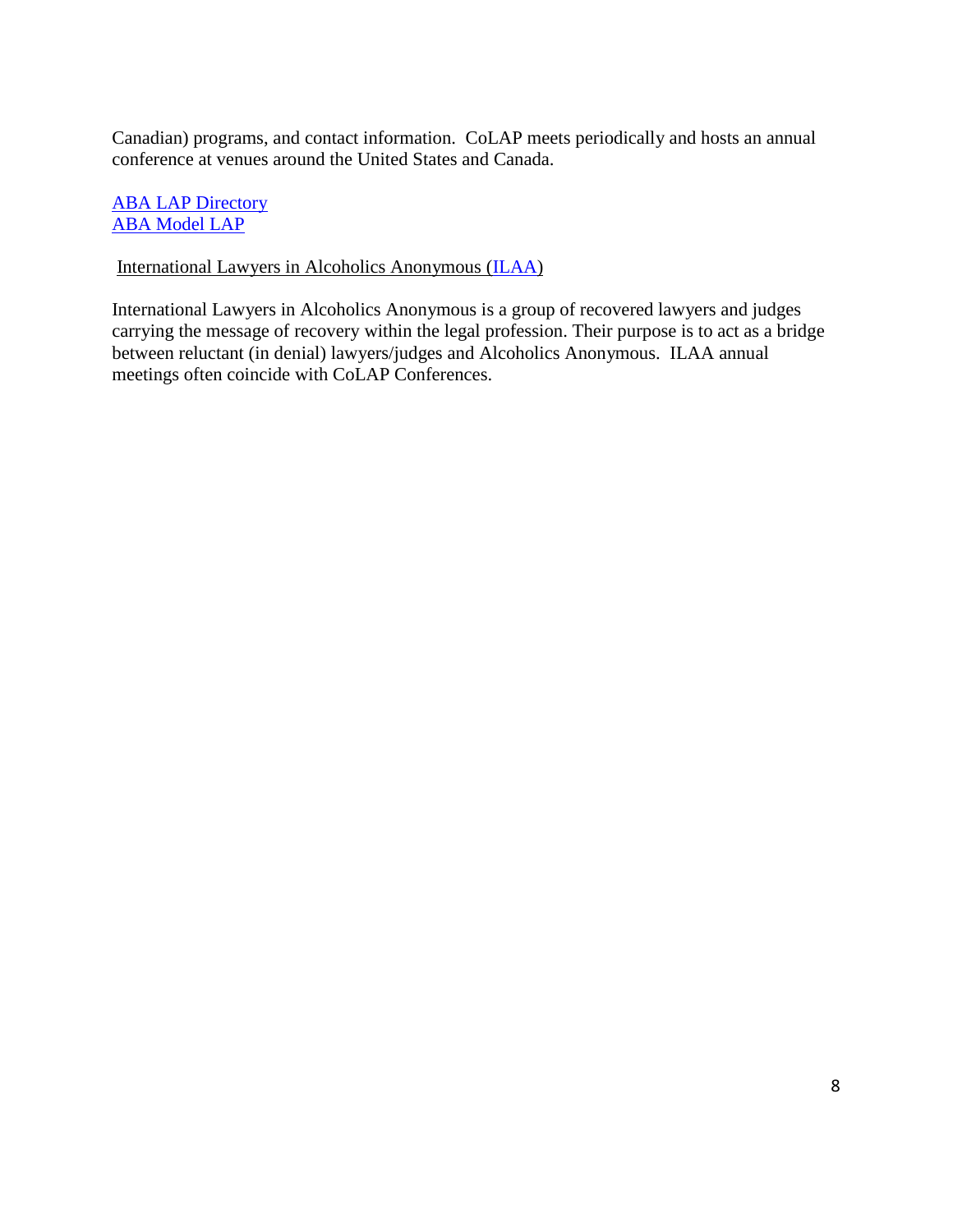Canadian) programs, and contact information. CoLAP meets periodically and hosts an annual conference at venues around the United States and Canada.

ABA LAP Directory
ABA Model LAP

International Lawyers in Alcoholics Anonymous (ILAA)

International Lawyers in Alcoholics Anonymous is a group of recovered lawyers and judges carrying the message of recovery within the legal profession. Their purpose is to act as a bridge between reluctant (in denial) lawyers/judges and Alcoholics Anonymous. ILAA annual meetings often coincide with CoLAP Conferences.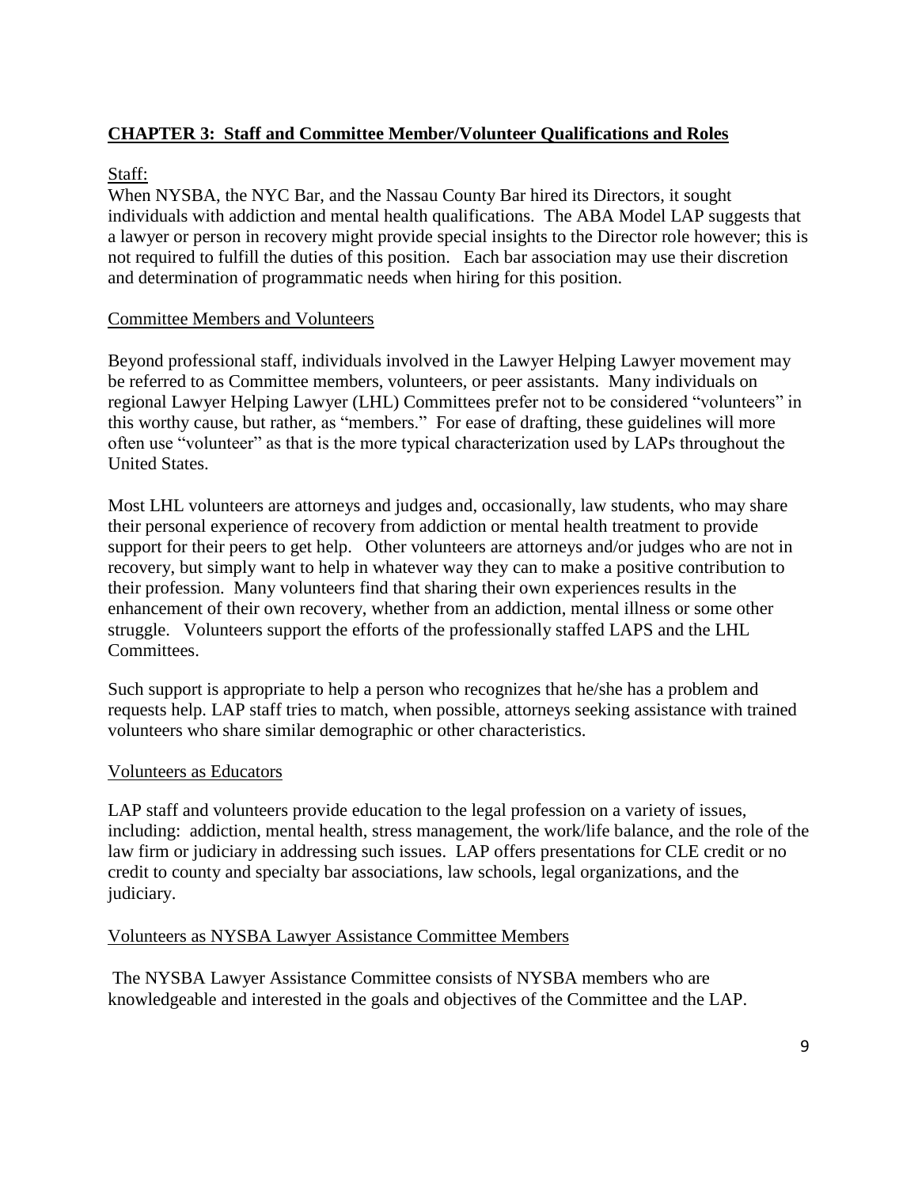## **CHAPTER 3: Staff and Committee Member/Volunteer Qualifications and Roles**

Staff:

When NYSBA, the NYC Bar, and the Nassau County Bar hired its Directors, it sought individuals with addiction and mental health qualifications. The ABA Model LAP suggests that a lawyer or person in recovery might provide special insights to the Director role however; this is not required to fulfill the duties of this position. Each bar association may use their discretion and determination of programmatic needs when hiring for this position.

Committee Members and Volunteers

Beyond professional staff, individuals involved in the Lawyer Helping Lawyer movement may be referred to as Committee members, volunteers, or peer assistants. Many individuals on regional Lawyer Helping Lawyer (LHL) Committees prefer not to be considered "volunteers" in this worthy cause, but rather, as "members." For ease of drafting, these guidelines will more often use "volunteer" as that is the more typical characterization used by LAPs throughout the United States.

Most LHL volunteers are attorneys and judges and, occasionally, law students, who may share their personal experience of recovery from addiction or mental health treatment to provide support for their peers to get help. Other volunteers are attorneys and/or judges who are not in recovery, but simply want to help in whatever way they can to make a positive contribution to their profession. Many volunteers find that sharing their own experiences results in the enhancement of their own recovery, whether from an addiction, mental illness or some other struggle. Volunteers support the efforts of the professionally staffed LAPS and the LHL Committees.

Such support is appropriate to help a person who recognizes that he/she has a problem and requests help. LAP staff tries to match, when possible, attorneys seeking assistance with trained volunteers who share similar demographic or other characteristics.

Volunteers as Educators

LAP staff and volunteers provide education to the legal profession on a variety of issues, including: addiction, mental health, stress management, the work/life balance, and the role of the law firm or judiciary in addressing such issues. LAP offers presentations for CLE credit or no credit to county and specialty bar associations, law schools, legal organizations, and the judiciary.

Volunteers as NYSBA Lawyer Assistance Committee Members

The NYSBA Lawyer Assistance Committee consists of NYSBA members who are knowledgeable and interested in the goals and objectives of the Committee and the LAP.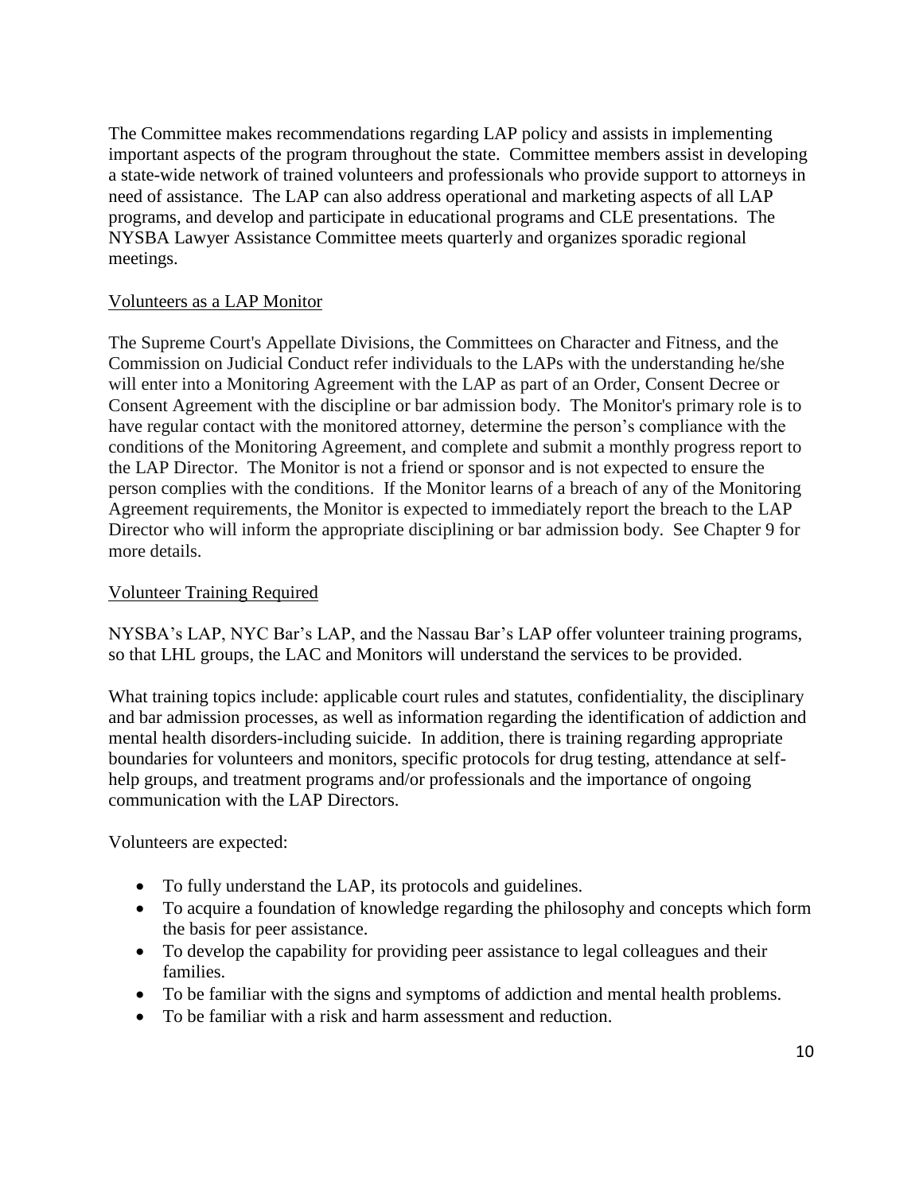The Committee makes recommendations regarding LAP policy and assists in implementing important aspects of the program throughout the state. Committee members assist in developing a state-wide network of trained volunteers and professionals who provide support to attorneys in need of assistance. The LAP can also address operational and marketing aspects of all LAP programs, and develop and participate in educational programs and CLE presentations. The NYSBA Lawyer Assistance Committee meets quarterly and organizes sporadic regional meetings.

<u>Volunteers as a LAP Monitor</u>

The Supreme Court's Appellate Divisions, the Committees on Character and Fitness, and the Commission on Judicial Conduct refer individuals to the LAPs with the understanding he/she will enter into a Monitoring Agreement with the LAP as part of an Order, Consent Decree or Consent Agreement with the discipline or bar admission body. The Monitor's primary role is to have regular contact with the monitored attorney, determine the person's compliance with the conditions of the Monitoring Agreement, and complete and submit a monthly progress report to the LAP Director. The Monitor is not a friend or sponsor and is not expected to ensure the person complies with the conditions. If the Monitor learns of a breach of any of the Monitoring Agreement requirements, the Monitor is expected to immediately report the breach to the LAP Director who will inform the appropriate disciplining or bar admission body. See Chapter 9 for more details.

<u>Volunteer Training Required</u>

NYSBA's LAP, NYC Bar's LAP, and the Nassau Bar's LAP offer volunteer training programs, so that LHL groups, the LAC and Monitors will understand the services to be provided.

What training topics include: applicable court rules and statutes, confidentiality, the disciplinary and bar admission processes, as well as information regarding the identification of addiction and mental health disorders-including suicide. In addition, there is training regarding appropriate boundaries for volunteers and monitors, specific protocols for drug testing, attendance at self-help groups, and treatment programs and/or professionals and the importance of ongoing communication with the LAP Directors.

Volunteers are expected:

- To fully understand the LAP, its protocols and guidelines.
- To acquire a foundation of knowledge regarding the philosophy and concepts which form the basis for peer assistance.
- To develop the capability for providing peer assistance to legal colleagues and their families.
- To be familiar with the signs and symptoms of addiction and mental health problems.
- To be familiar with a risk and harm assessment and reduction.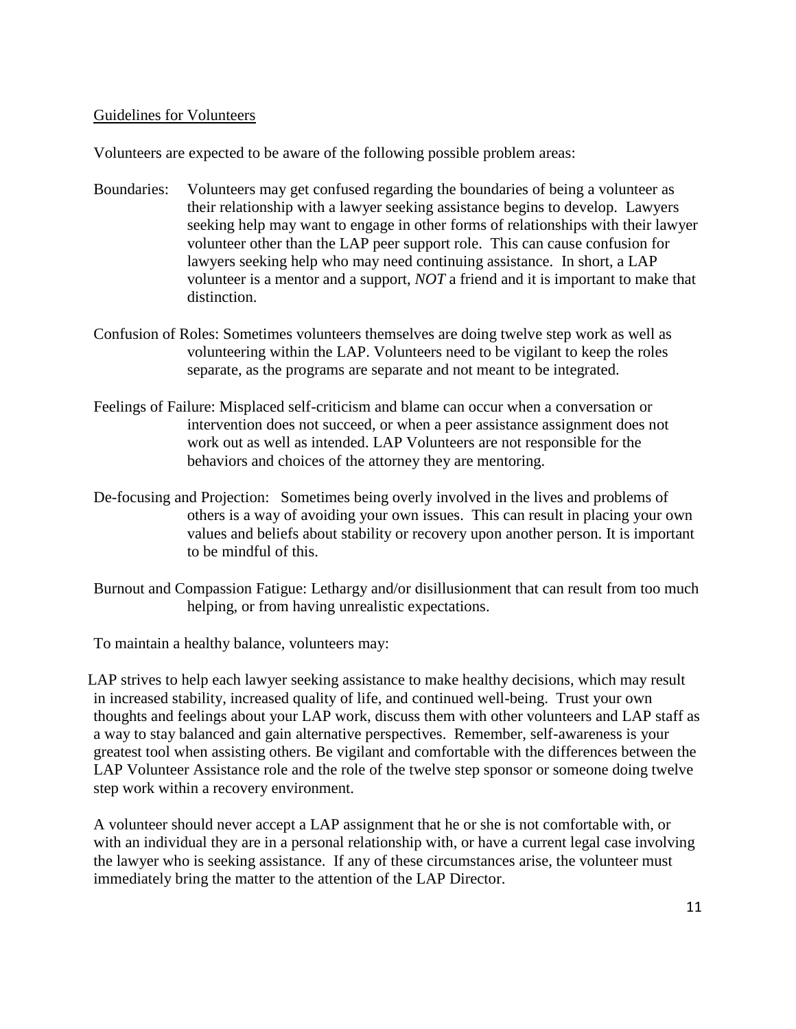## Guidelines for Volunteers

Volunteers are expected to be aware of the following possible problem areas:

Boundaries: Volunteers may get confused regarding the boundaries of being a volunteer as their relationship with a lawyer seeking assistance begins to develop. Lawyers seeking help may want to engage in other forms of relationships with their lawyer volunteer other than the LAP peer support role. This can cause confusion for lawyers seeking help who may need continuing assistance. In short, a LAP volunteer is a mentor and a support, *NOT* a friend and it is important to make that distinction.

Confusion of Roles: Sometimes volunteers themselves are doing twelve step work as well as volunteering within the LAP. Volunteers need to be vigilant to keep the roles separate, as the programs are separate and not meant to be integrated.

Feelings of Failure: Misplaced self-criticism and blame can occur when a conversation or intervention does not succeed, or when a peer assistance assignment does not work out as well as intended. LAP Volunteers are not responsible for the behaviors and choices of the attorney they are mentoring.

De-focusing and Projection: Sometimes being overly involved in the lives and problems of others is a way of avoiding your own issues. This can result in placing your own values and beliefs about stability or recovery upon another person. It is important to be mindful of this.

Burnout and Compassion Fatigue: Lethargy and/or disillusionment that can result from too much helping, or from having unrealistic expectations.

To maintain a healthy balance, volunteers may:

LAP strives to help each lawyer seeking assistance to make healthy decisions, which may result in increased stability, increased quality of life, and continued well-being. Trust your own thoughts and feelings about your LAP work, discuss them with other volunteers and LAP staff as a way to stay balanced and gain alternative perspectives. Remember, self-awareness is your greatest tool when assisting others. Be vigilant and comfortable with the differences between the LAP Volunteer Assistance role and the role of the twelve step sponsor or someone doing twelve step work within a recovery environment.

A volunteer should never accept a LAP assignment that he or she is not comfortable with, or with an individual they are in a personal relationship with, or have a current legal case involving the lawyer who is seeking assistance. If any of these circumstances arise, the volunteer must immediately bring the matter to the attention of the LAP Director.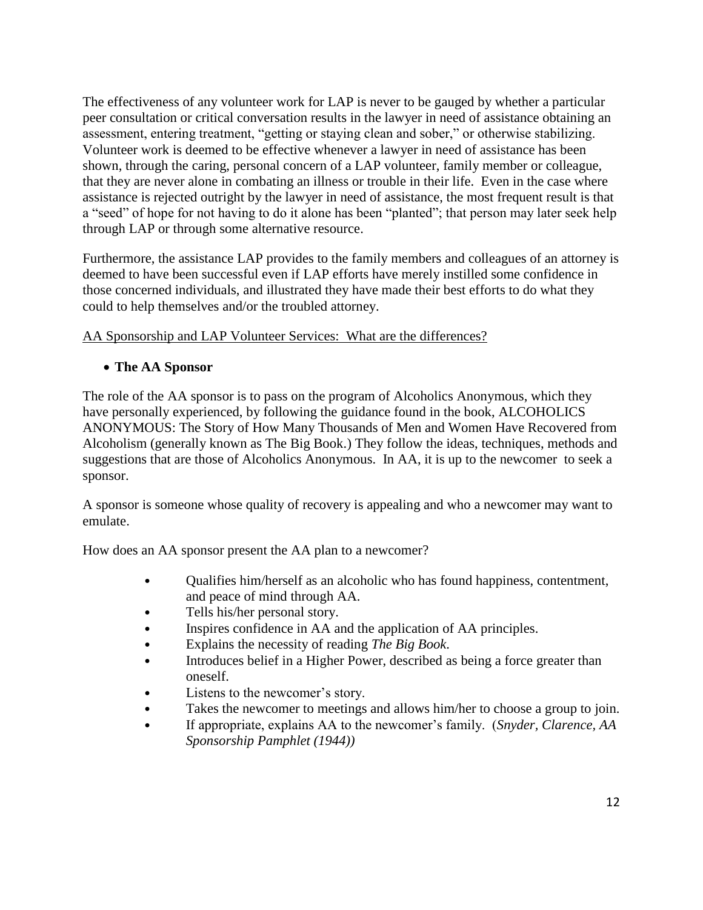The effectiveness of any volunteer work for LAP is never to be gauged by whether a particular peer consultation or critical conversation results in the lawyer in need of assistance obtaining an assessment, entering treatment, "getting or staying clean and sober," or otherwise stabilizing. Volunteer work is deemed to be effective whenever a lawyer in need of assistance has been shown, through the caring, personal concern of a LAP volunteer, family member or colleague, that they are never alone in combating an illness or trouble in their life. Even in the case where assistance is rejected outright by the lawyer in need of assistance, the most frequent result is that a "seed" of hope for not having to do it alone has been "planted"; that person may later seek help through LAP or through some alternative resource.

Furthermore, the assistance LAP provides to the family members and colleagues of an attorney is deemed to have been successful even if LAP efforts have merely instilled some confidence in those concerned individuals, and illustrated they have made their best efforts to do what they could to help themselves and/or the troubled attorney.

<u>AA Sponsorship and LAP Volunteer Services: What are the differences?</u>

- **The AA Sponsor**

The role of the AA sponsor is to pass on the program of Alcoholics Anonymous, which they have personally experienced, by following the guidance found in the book, ALCOHOLICS ANONYMOUS: The Story of How Many Thousands of Men and Women Have Recovered from Alcoholism (generally known as The Big Book.) They follow the ideas, techniques, methods and suggestions that are those of Alcoholics Anonymous. In AA, it is up to the newcomer to seek a sponsor.

A sponsor is someone whose quality of recovery is appealing and who a newcomer may want to emulate.

How does an AA sponsor present the AA plan to a newcomer?

- Qualifies him/herself as an alcoholic who has found happiness, contentment, and peace of mind through AA.
- Tells his/her personal story.
- Inspires confidence in AA and the application of AA principles.
- Explains the necessity of reading *The Big Book*.
- Introduces belief in a Higher Power, described as being a force greater than oneself.
- Listens to the newcomer's story.
- Takes the newcomer to meetings and allows him/her to choose a group to join.
- If appropriate, explains AA to the newcomer's family. (*Snyder, Clarence, AA Sponsorship Pamphlet (1944))*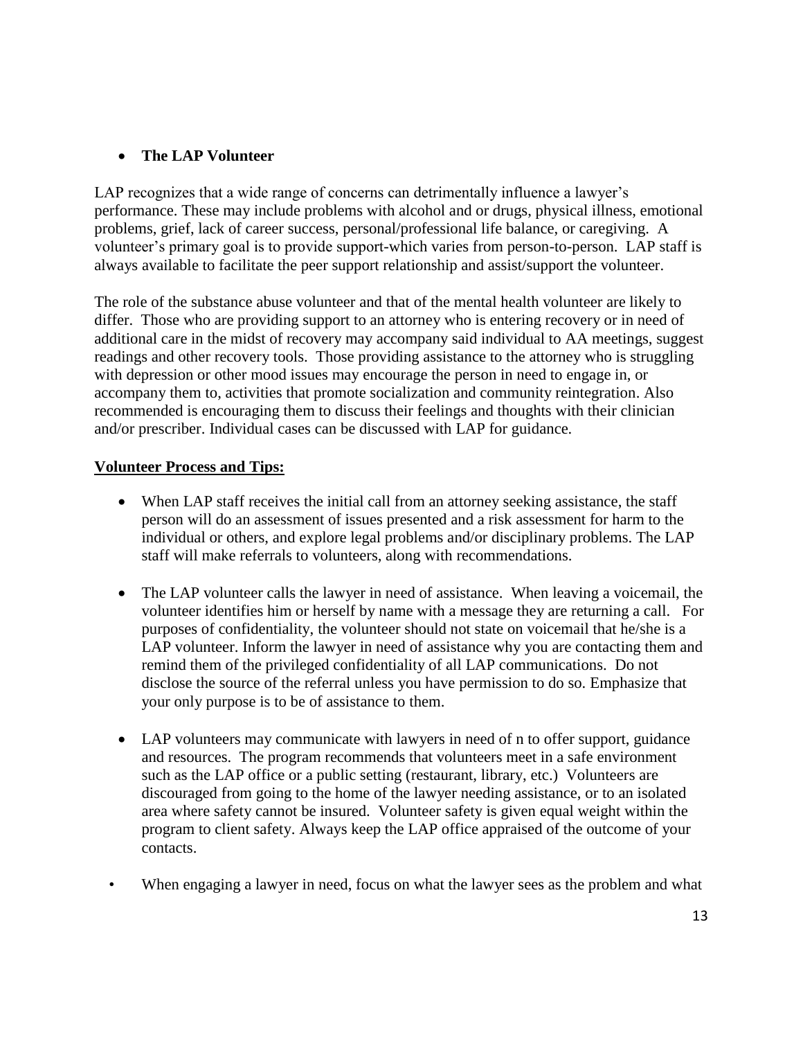- **The LAP Volunteer**

LAP recognizes that a wide range of concerns can detrimentally influence a lawyer's performance. These may include problems with alcohol and or drugs, physical illness, emotional problems, grief, lack of career success, personal/professional life balance, or caregiving. A volunteer's primary goal is to provide support-which varies from person-to-person. LAP staff is always available to facilitate the peer support relationship and assist/support the volunteer.

The role of the substance abuse volunteer and that of the mental health volunteer are likely to differ. Those who are providing support to an attorney who is entering recovery or in need of additional care in the midst of recovery may accompany said individual to AA meetings, suggest readings and other recovery tools. Those providing assistance to the attorney who is struggling with depression or other mood issues may encourage the person in need to engage in, or accompany them to, activities that promote socialization and community reintegration. Also recommended is encouraging them to discuss their feelings and thoughts with their clinician and/or prescriber. Individual cases can be discussed with LAP for guidance.

**Volunteer Process and Tips:**

- When LAP staff receives the initial call from an attorney seeking assistance, the staff person will do an assessment of issues presented and a risk assessment for harm to the individual or others, and explore legal problems and/or disciplinary problems. The LAP staff will make referrals to volunteers, along with recommendations.

- The LAP volunteer calls the lawyer in need of assistance. When leaving a voicemail, the volunteer identifies him or herself by name with a message they are returning a call. For purposes of confidentiality, the volunteer should not state on voicemail that he/she is a LAP volunteer. Inform the lawyer in need of assistance why you are contacting them and remind them of the privileged confidentiality of all LAP communications. Do not disclose the source of the referral unless you have permission to do so. Emphasize that your only purpose is to be of assistance to them.

- LAP volunteers may communicate with lawyers in need of n to offer support, guidance and resources. The program recommends that volunteers meet in a safe environment such as the LAP office or a public setting (restaurant, library, etc.) Volunteers are discouraged from going to the home of the lawyer needing assistance, or to an isolated area where safety cannot be insured. Volunteer safety is given equal weight within the program to client safety. Always keep the LAP office appraised of the outcome of your contacts.

- When engaging a lawyer in need, focus on what the lawyer sees as the problem and what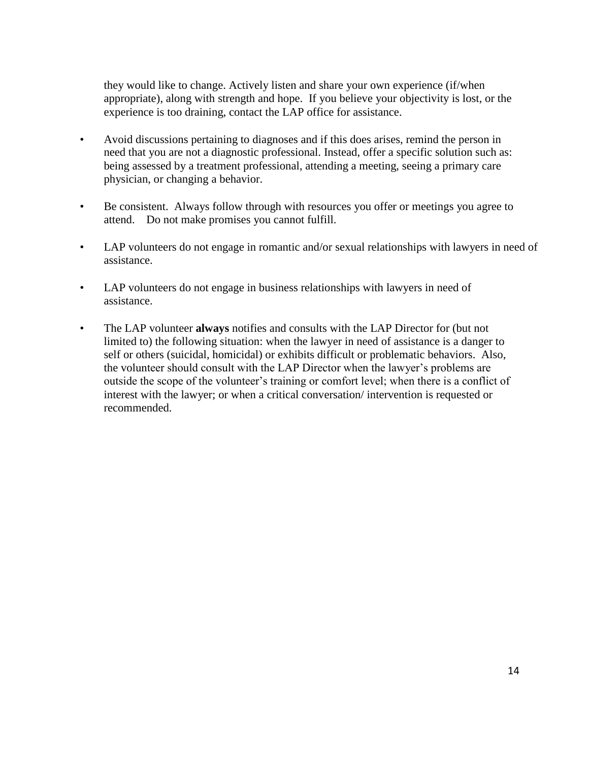they would like to change. Actively listen and share your own experience (if/when appropriate), along with strength and hope. If you believe your objectivity is lost, or the experience is too draining, contact the LAP office for assistance.

- Avoid discussions pertaining to diagnoses and if this does arises, remind the person in need that you are not a diagnostic professional. Instead, offer a specific solution such as: being assessed by a treatment professional, attending a meeting, seeing a primary care physician, or changing a behavior.

- Be consistent. Always follow through with resources you offer or meetings you agree to attend. Do not make promises you cannot fulfill.

- LAP volunteers do not engage in romantic and/or sexual relationships with lawyers in need of assistance.

- LAP volunteers do not engage in business relationships with lawyers in need of assistance.

- The LAP volunteer **always** notifies and consults with the LAP Director for (but not limited to) the following situation: when the lawyer in need of assistance is a danger to self or others (suicidal, homicidal) or exhibits difficult or problematic behaviors. Also, the volunteer should consult with the LAP Director when the lawyer's problems are outside the scope of the volunteer's training or comfort level; when there is a conflict of interest with the lawyer; or when a critical conversation/ intervention is requested or recommended.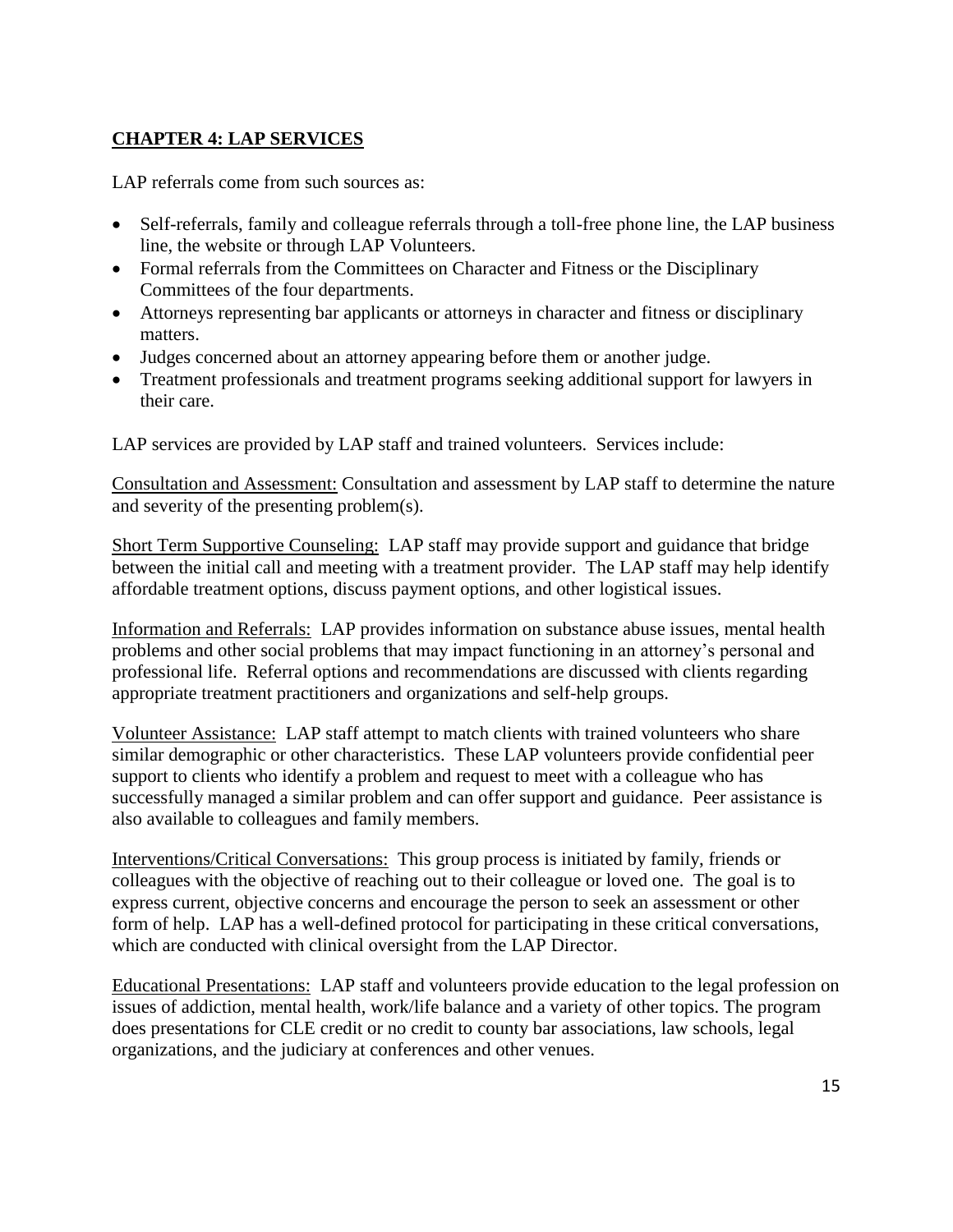## **CHAPTER 4: LAP SERVICES**

LAP referrals come from such sources as:

- Self-referrals, family and colleague referrals through a toll-free phone line, the LAP business line, the website or through LAP Volunteers.
- Formal referrals from the Committees on Character and Fitness or the Disciplinary Committees of the four departments.
- Attorneys representing bar applicants or attorneys in character and fitness or disciplinary matters.
- Judges concerned about an attorney appearing before them or another judge.
- Treatment professionals and treatment programs seeking additional support for lawyers in their care.

LAP services are provided by LAP staff and trained volunteers. Services include:

Consultation and Assessment: Consultation and assessment by LAP staff to determine the nature and severity of the presenting problem(s).

Short Term Supportive Counseling: LAP staff may provide support and guidance that bridge between the initial call and meeting with a treatment provider. The LAP staff may help identify affordable treatment options, discuss payment options, and other logistical issues.

Information and Referrals: LAP provides information on substance abuse issues, mental health problems and other social problems that may impact functioning in an attorney's personal and professional life. Referral options and recommendations are discussed with clients regarding appropriate treatment practitioners and organizations and self-help groups.

Volunteer Assistance: LAP staff attempt to match clients with trained volunteers who share similar demographic or other characteristics. These LAP volunteers provide confidential peer support to clients who identify a problem and request to meet with a colleague who has successfully managed a similar problem and can offer support and guidance. Peer assistance is also available to colleagues and family members.

Interventions/Critical Conversations: This group process is initiated by family, friends or colleagues with the objective of reaching out to their colleague or loved one. The goal is to express current, objective concerns and encourage the person to seek an assessment or other form of help. LAP has a well-defined protocol for participating in these critical conversations, which are conducted with clinical oversight from the LAP Director.

Educational Presentations: LAP staff and volunteers provide education to the legal profession on issues of addiction, mental health, work/life balance and a variety of other topics. The program does presentations for CLE credit or no credit to county bar associations, law schools, legal organizations, and the judiciary at conferences and other venues.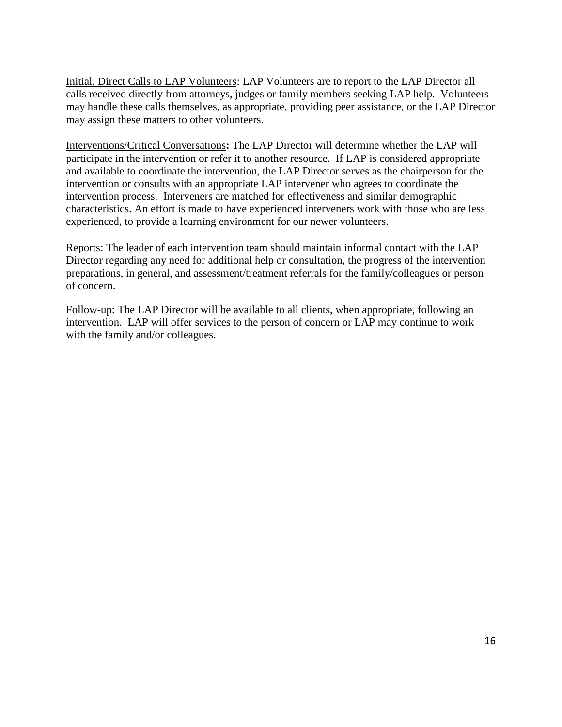<u>Initial, Direct Calls to LAP Volunteers</u>: LAP Volunteers are to report to the LAP Director all calls received directly from attorneys, judges or family members seeking LAP help. Volunteers may handle these calls themselves, as appropriate, providing peer assistance, or the LAP Director may assign these matters to other volunteers.

<u>Interventions/Critical Conversations</u>**:** The LAP Director will determine whether the LAP will participate in the intervention or refer it to another resource. If LAP is considered appropriate and available to coordinate the intervention, the LAP Director serves as the chairperson for the intervention or consults with an appropriate LAP intervener who agrees to coordinate the intervention process. Interveners are matched for effectiveness and similar demographic characteristics. An effort is made to have experienced interveners work with those who are less experienced, to provide a learning environment for our newer volunteers.

<u>Reports</u>: The leader of each intervention team should maintain informal contact with the LAP Director regarding any need for additional help or consultation, the progress of the intervention preparations, in general, and assessment/treatment referrals for the family/colleagues or person of concern.

<u>Follow-up</u>: The LAP Director will be available to all clients, when appropriate, following an intervention. LAP will offer services to the person of concern or LAP may continue to work with the family and/or colleagues.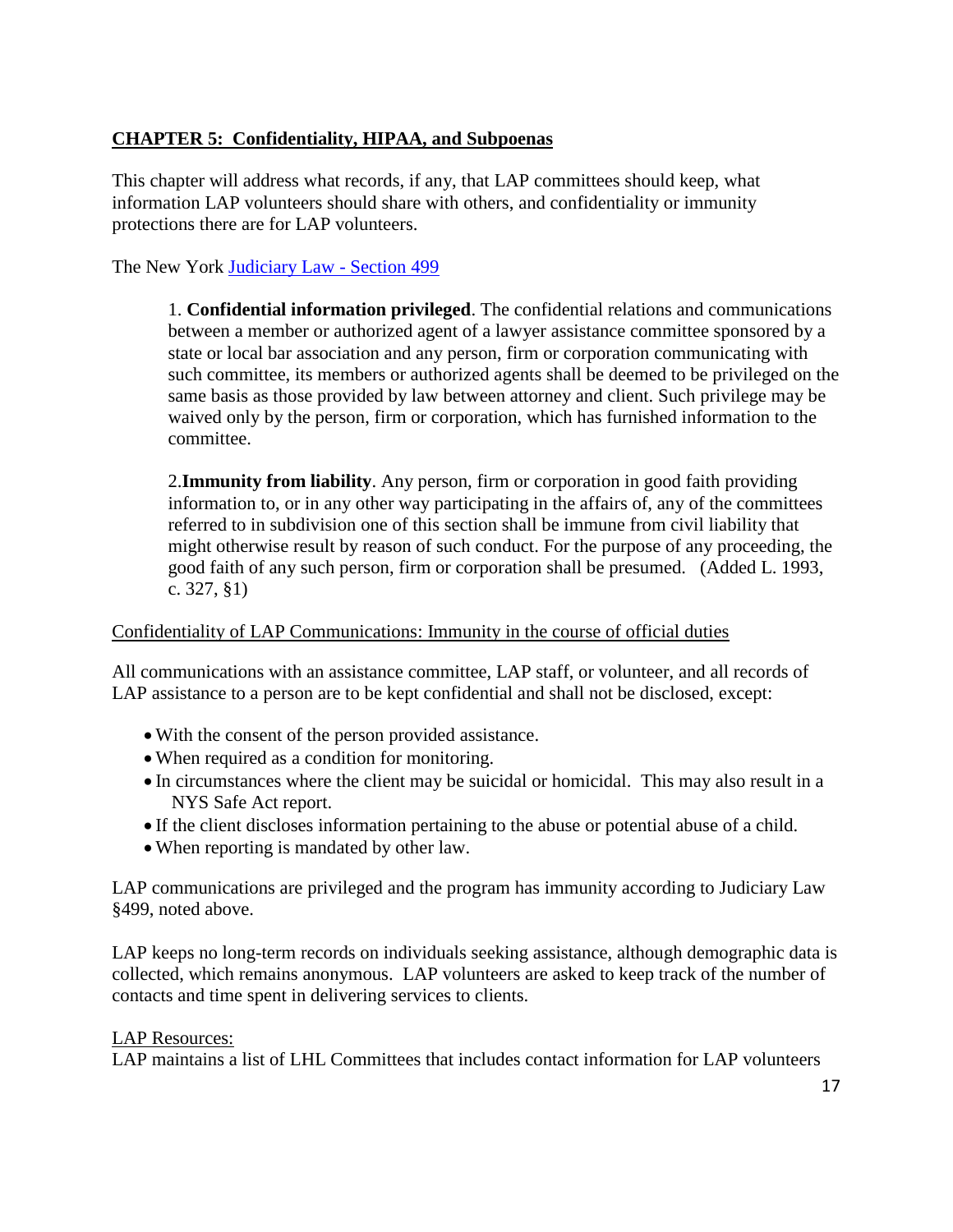## CHAPTER 5: Confidentiality, HIPAA, and Subpoenas

This chapter will address what records, if any, that LAP committees should keep, what information LAP volunteers should share with others, and confidentiality or immunity protections there are for LAP volunteers.

The New York [Judiciary Law - Section 499]

> 1. **Confidential information privileged**. The confidential relations and communications between a member or authorized agent of a lawyer assistance committee sponsored by a state or local bar association and any person, firm or corporation communicating with such committee, its members or authorized agents shall be deemed to be privileged on the same basis as those provided by law between attorney and client. Such privilege may be waived only by the person, firm or corporation, which has furnished information to the committee.
>
> 2. **Immunity from liability**. Any person, firm or corporation in good faith providing information to, or in any other way participating in the affairs of, any of the committees referred to in subdivision one of this section shall be immune from civil liability that might otherwise result by reason of such conduct. For the purpose of any proceeding, the good faith of any such person, firm or corporation shall be presumed. (Added L. 1993, c. 327, §1)

### Confidentiality of LAP Communications: Immunity in the course of official duties

All communications with an assistance committee, LAP staff, or volunteer, and all records of LAP assistance to a person are to be kept confidential and shall not be disclosed, except:

- With the consent of the person provided assistance.
- When required as a condition for monitoring.
- In circumstances where the client may be suicidal or homicidal. This may also result in a NYS Safe Act report.
- If the client discloses information pertaining to the abuse or potential abuse of a child.
- When reporting is mandated by other law.

LAP communications are privileged and the program has immunity according to Judiciary Law §499, noted above.

LAP keeps no long-term records on individuals seeking assistance, although demographic data is collected, which remains anonymous. LAP volunteers are asked to keep track of the number of contacts and time spent in delivering services to clients.

### LAP Resources:

LAP maintains a list of LHL Committees that includes contact information for LAP volunteers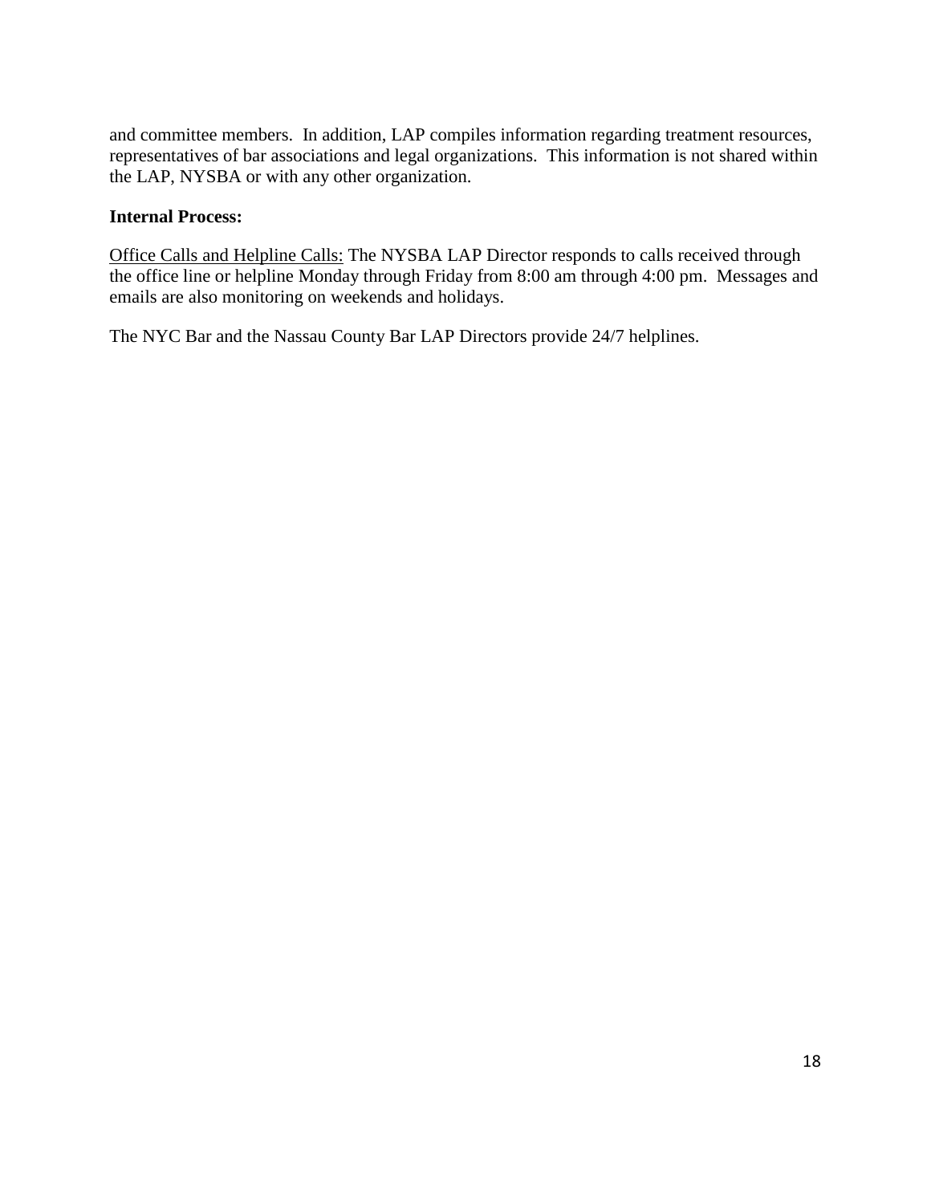and committee members. In addition, LAP compiles information regarding treatment resources, representatives of bar associations and legal organizations. This information is not shared within the LAP, NYSBA or with any other organization.

**Internal Process:**

<u>Office Calls and Helpline Calls:</u> The NYSBA LAP Director responds to calls received through the office line or helpline Monday through Friday from 8:00 am through 4:00 pm. Messages and emails are also monitoring on weekends and holidays.

The NYC Bar and the Nassau County Bar LAP Directors provide 24/7 helplines.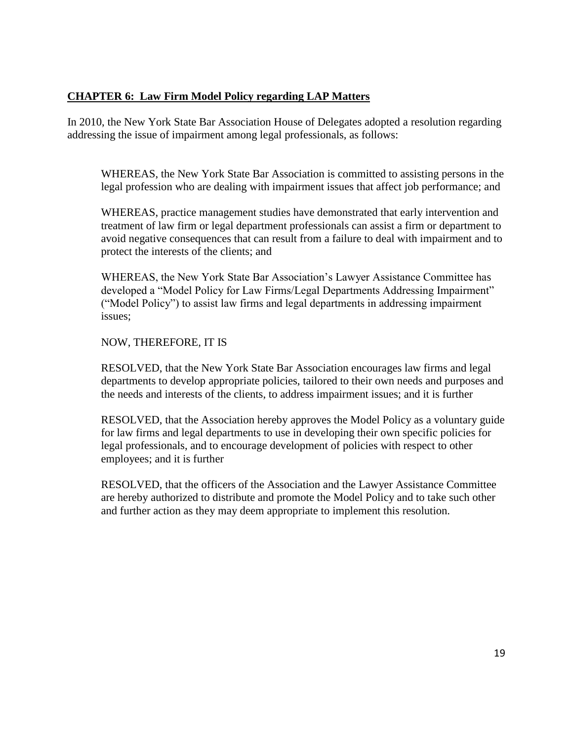## CHAPTER 6: Law Firm Model Policy regarding LAP Matters

In 2010, the New York State Bar Association House of Delegates adopted a resolution regarding addressing the issue of impairment among legal professionals, as follows:

> WHEREAS, the New York State Bar Association is committed to assisting persons in the legal profession who are dealing with impairment issues that affect job performance; and
>
> WHEREAS, practice management studies have demonstrated that early intervention and treatment of law firm or legal department professionals can assist a firm or department to avoid negative consequences that can result from a failure to deal with impairment and to protect the interests of the clients; and
>
> WHEREAS, the New York State Bar Association's Lawyer Assistance Committee has developed a "Model Policy for Law Firms/Legal Departments Addressing Impairment" ("Model Policy") to assist law firms and legal departments in addressing impairment issues;
>
> NOW, THEREFORE, IT IS
>
> RESOLVED, that the New York State Bar Association encourages law firms and legal departments to develop appropriate policies, tailored to their own needs and purposes and the needs and interests of the clients, to address impairment issues; and it is further
>
> RESOLVED, that the Association hereby approves the Model Policy as a voluntary guide for law firms and legal departments to use in developing their own specific policies for legal professionals, and to encourage development of policies with respect to other employees; and it is further
>
> RESOLVED, that the officers of the Association and the Lawyer Assistance Committee are hereby authorized to distribute and promote the Model Policy and to take such other and further action as they may deem appropriate to implement this resolution.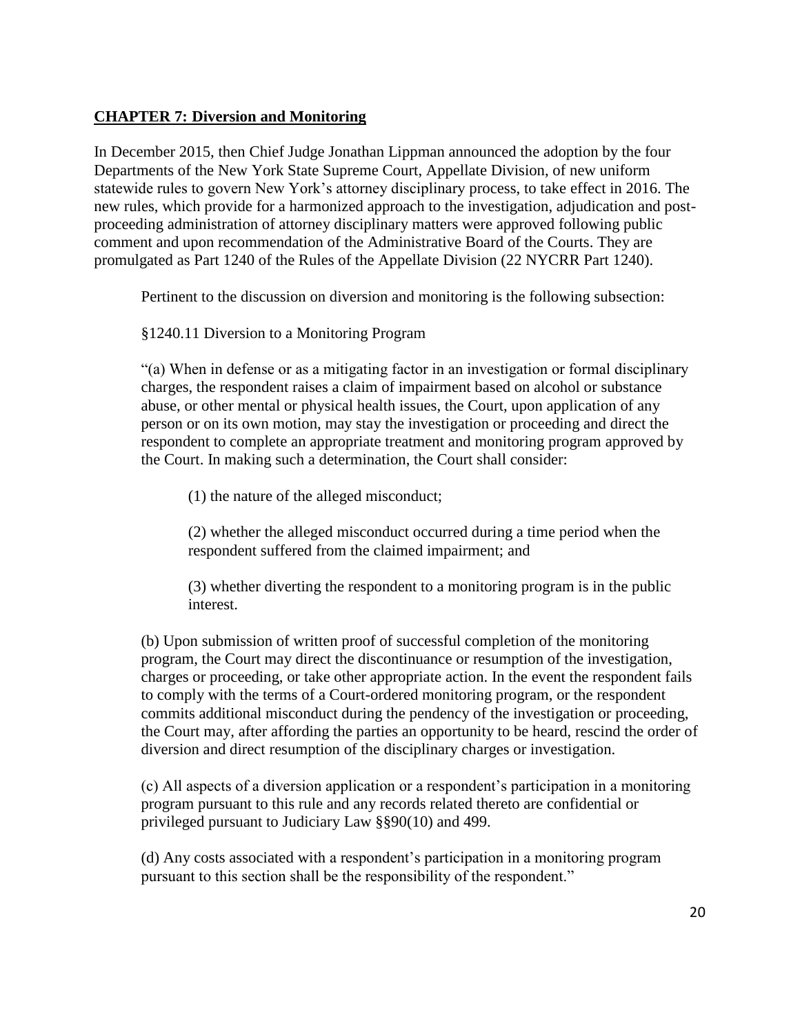## CHAPTER 7: Diversion and Monitoring

In December 2015, then Chief Judge Jonathan Lippman announced the adoption by the four Departments of the New York State Supreme Court, Appellate Division, of new uniform statewide rules to govern New York's attorney disciplinary process, to take effect in 2016. The new rules, which provide for a harmonized approach to the investigation, adjudication and post-proceeding administration of attorney disciplinary matters were approved following public comment and upon recommendation of the Administrative Board of the Courts. They are promulgated as Part 1240 of the Rules of the Appellate Division (22 NYCRR Part 1240).

Pertinent to the discussion on diversion and monitoring is the following subsection:

§1240.11 Diversion to a Monitoring Program

"(a) When in defense or as a mitigating factor in an investigation or formal disciplinary charges, the respondent raises a claim of impairment based on alcohol or substance abuse, or other mental or physical health issues, the Court, upon application of any person or on its own motion, may stay the investigation or proceeding and direct the respondent to complete an appropriate treatment and monitoring program approved by the Court. In making such a determination, the Court shall consider:

(1) the nature of the alleged misconduct;

(2) whether the alleged misconduct occurred during a time period when the respondent suffered from the claimed impairment; and

(3) whether diverting the respondent to a monitoring program is in the public interest.

(b) Upon submission of written proof of successful completion of the monitoring program, the Court may direct the discontinuance or resumption of the investigation, charges or proceeding, or take other appropriate action. In the event the respondent fails to comply with the terms of a Court-ordered monitoring program, or the respondent commits additional misconduct during the pendency of the investigation or proceeding, the Court may, after affording the parties an opportunity to be heard, rescind the order of diversion and direct resumption of the disciplinary charges or investigation.

(c) All aspects of a diversion application or a respondent's participation in a monitoring program pursuant to this rule and any records related thereto are confidential or privileged pursuant to Judiciary Law §§90(10) and 499.

(d) Any costs associated with a respondent's participation in a monitoring program pursuant to this section shall be the responsibility of the respondent."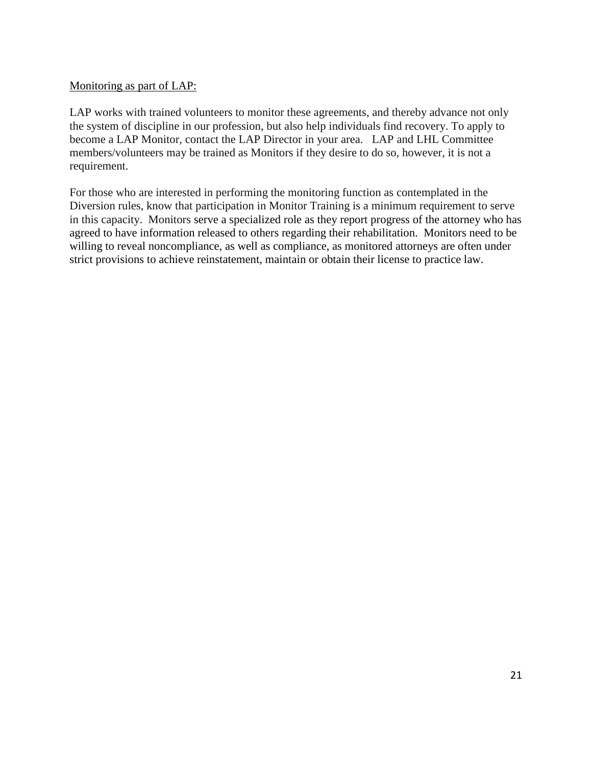<u>Monitoring as part of LAP:</u>

LAP works with trained volunteers to monitor these agreements, and thereby advance not only the system of discipline in our profession, but also help individuals find recovery. To apply to become a LAP Monitor, contact the LAP Director in your area. LAP and LHL Committee members/volunteers may be trained as Monitors if they desire to do so, however, it is not a requirement.

For those who are interested in performing the monitoring function as contemplated in the Diversion rules, know that participation in Monitor Training is a minimum requirement to serve in this capacity. Monitors serve a specialized role as they report progress of the attorney who has agreed to have information released to others regarding their rehabilitation. Monitors need to be willing to reveal noncompliance, as well as compliance, as monitored attorneys are often under strict provisions to achieve reinstatement, maintain or obtain their license to practice law.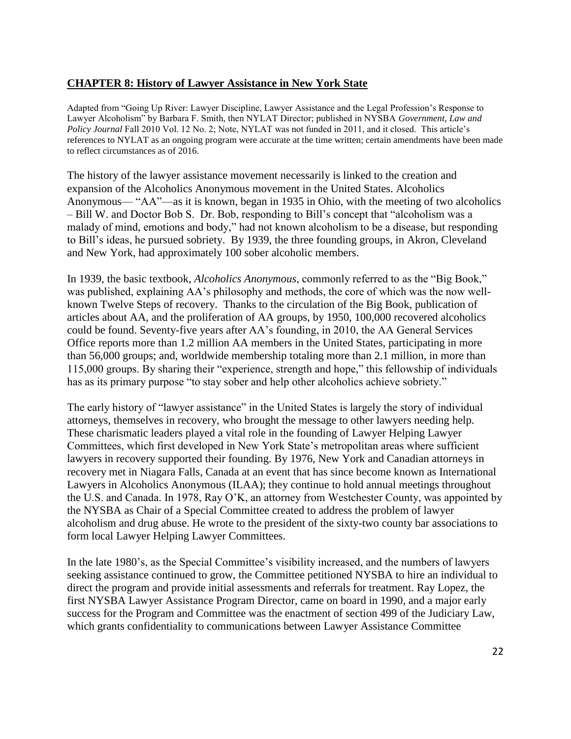## **CHAPTER 8: History of Lawyer Assistance in New York State**

Adapted from "Going Up River: Lawyer Discipline, Lawyer Assistance and the Legal Profession's Response to Lawyer Alcoholism" by Barbara F. Smith, then NYLAT Director; published in NYSBA *Government, Law and Policy Journal* Fall 2010 Vol. 12 No. 2; Note, NYLAT was not funded in 2011, and it closed. This article's references to NYLAT as an ongoing program were accurate at the time written; certain amendments have been made to reflect circumstances as of 2016.

The history of the lawyer assistance movement necessarily is linked to the creation and expansion of the Alcoholics Anonymous movement in the United States. Alcoholics Anonymous— "AA"—as it is known, began in 1935 in Ohio, with the meeting of two alcoholics – Bill W. and Doctor Bob S. Dr. Bob, responding to Bill's concept that "alcoholism was a malady of mind, emotions and body," had not known alcoholism to be a disease, but responding to Bill's ideas, he pursued sobriety. By 1939, the three founding groups, in Akron, Cleveland and New York, had approximately 100 sober alcoholic members.

In 1939, the basic textbook, *Alcoholics Anonymous*, commonly referred to as the "Big Book," was published, explaining AA's philosophy and methods, the core of which was the now well-known Twelve Steps of recovery. Thanks to the circulation of the Big Book, publication of articles about AA, and the proliferation of AA groups, by 1950, 100,000 recovered alcoholics could be found. Seventy-five years after AA's founding, in 2010, the AA General Services Office reports more than 1.2 million AA members in the United States, participating in more than 56,000 groups; and, worldwide membership totaling more than 2.1 million, in more than 115,000 groups. By sharing their "experience, strength and hope," this fellowship of individuals has as its primary purpose "to stay sober and help other alcoholics achieve sobriety."

The early history of "lawyer assistance" in the United States is largely the story of individual attorneys, themselves in recovery, who brought the message to other lawyers needing help. These charismatic leaders played a vital role in the founding of Lawyer Helping Lawyer Committees, which first developed in New York State's metropolitan areas where sufficient lawyers in recovery supported their founding. By 1976, New York and Canadian attorneys in recovery met in Niagara Falls, Canada at an event that has since become known as International Lawyers in Alcoholics Anonymous (ILAA); they continue to hold annual meetings throughout the U.S. and Canada. In 1978, Ray O'K, an attorney from Westchester County, was appointed by the NYSBA as Chair of a Special Committee created to address the problem of lawyer alcoholism and drug abuse. He wrote to the president of the sixty-two county bar associations to form local Lawyer Helping Lawyer Committees.

In the late 1980's, as the Special Committee's visibility increased, and the numbers of lawyers seeking assistance continued to grow, the Committee petitioned NYSBA to hire an individual to direct the program and provide initial assessments and referrals for treatment. Ray Lopez, the first NYSBA Lawyer Assistance Program Director, came on board in 1990, and a major early success for the Program and Committee was the enactment of section 499 of the Judiciary Law, which grants confidentiality to communications between Lawyer Assistance Committee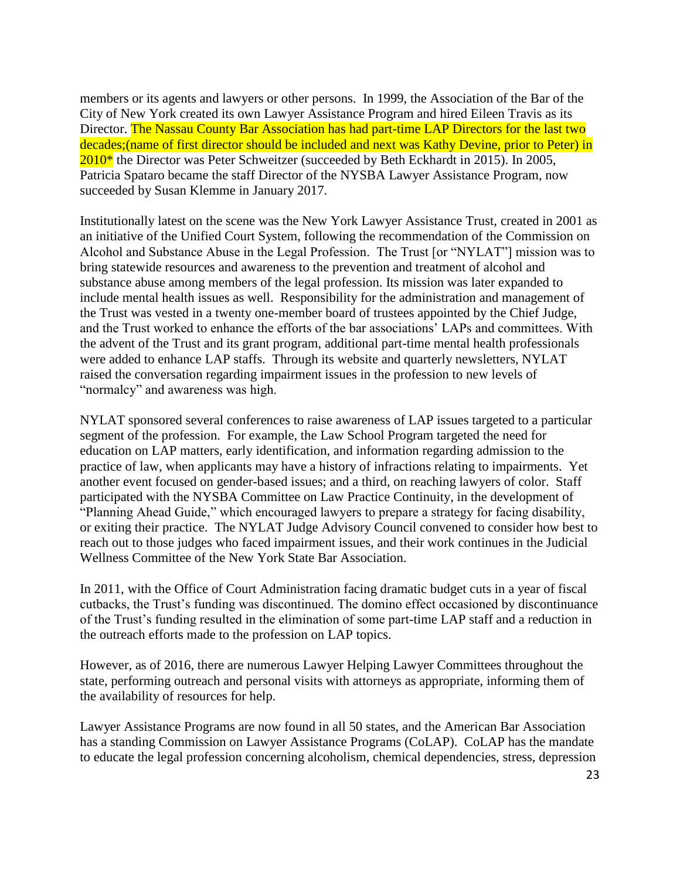members or its agents and lawyers or other persons. In 1999, the Association of the Bar of the City of New York created its own Lawyer Assistance Program and hired Eileen Travis as its Director. The Nassau County Bar Association has had part-time LAP Directors for the last two decades;(name of first director should be included and next was Kathy Devine, prior to Peter) in 2010* the Director was Peter Schweitzer (succeeded by Beth Eckhardt in 2015). In 2005, Patricia Spataro became the staff Director of the NYSBA Lawyer Assistance Program, now succeeded by Susan Klemme in January 2017.

Institutionally latest on the scene was the New York Lawyer Assistance Trust, created in 2001 as an initiative of the Unified Court System, following the recommendation of the Commission on Alcohol and Substance Abuse in the Legal Profession. The Trust [or "NYLAT"] mission was to bring statewide resources and awareness to the prevention and treatment of alcohol and substance abuse among members of the legal profession. Its mission was later expanded to include mental health issues as well. Responsibility for the administration and management of the Trust was vested in a twenty one-member board of trustees appointed by the Chief Judge, and the Trust worked to enhance the efforts of the bar associations' LAPs and committees. With the advent of the Trust and its grant program, additional part-time mental health professionals were added to enhance LAP staffs. Through its website and quarterly newsletters, NYLAT raised the conversation regarding impairment issues in the profession to new levels of "normalcy" and awareness was high.

NYLAT sponsored several conferences to raise awareness of LAP issues targeted to a particular segment of the profession. For example, the Law School Program targeted the need for education on LAP matters, early identification, and information regarding admission to the practice of law, when applicants may have a history of infractions relating to impairments. Yet another event focused on gender-based issues; and a third, on reaching lawyers of color. Staff participated with the NYSBA Committee on Law Practice Continuity, in the development of "Planning Ahead Guide," which encouraged lawyers to prepare a strategy for facing disability, or exiting their practice. The NYLAT Judge Advisory Council convened to consider how best to reach out to those judges who faced impairment issues, and their work continues in the Judicial Wellness Committee of the New York State Bar Association.

In 2011, with the Office of Court Administration facing dramatic budget cuts in a year of fiscal cutbacks, the Trust's funding was discontinued. The domino effect occasioned by discontinuance of the Trust's funding resulted in the elimination of some part-time LAP staff and a reduction in the outreach efforts made to the profession on LAP topics.

However, as of 2016, there are numerous Lawyer Helping Lawyer Committees throughout the state, performing outreach and personal visits with attorneys as appropriate, informing them of the availability of resources for help.

Lawyer Assistance Programs are now found in all 50 states, and the American Bar Association has a standing Commission on Lawyer Assistance Programs (CoLAP). CoLAP has the mandate to educate the legal profession concerning alcoholism, chemical dependencies, stress, depression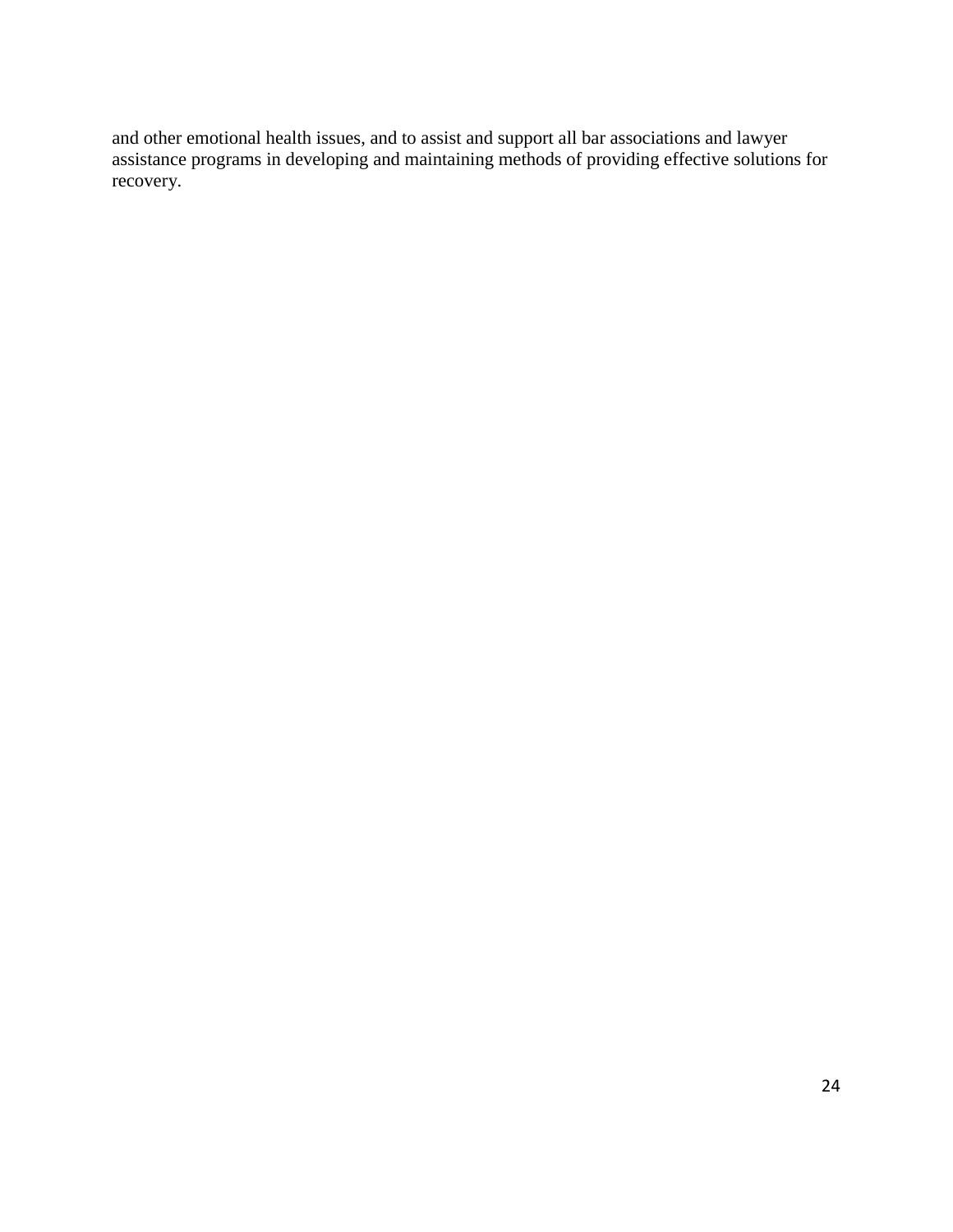and other emotional health issues, and to assist and support all bar associations and lawyer assistance programs in developing and maintaining methods of providing effective solutions for recovery.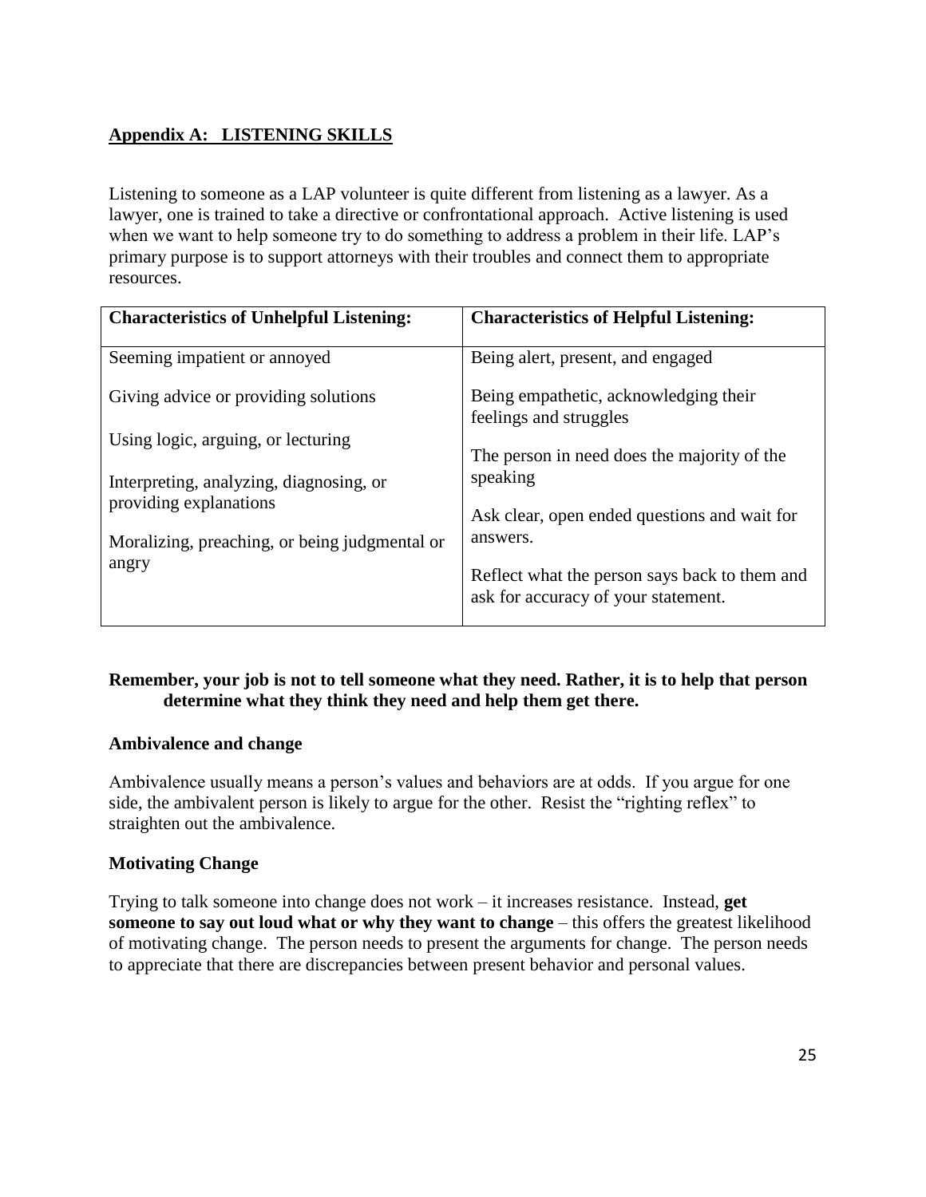## Appendix A: LISTENING SKILLS

Listening to someone as a LAP volunteer is quite different from listening as a lawyer. As a lawyer, one is trained to take a directive or confrontational approach. Active listening is used when we want to help someone try to do something to address a problem in their life. LAP's primary purpose is to support attorneys with their troubles and connect them to appropriate resources.

| Characteristics of Unhelpful Listening: | Characteristics of Helpful Listening: |
| --- | --- |
| Seeming impatient or annoyed | Being alert, present, and engaged |
| Giving advice or providing solutions | Being empathetic, acknowledging their feelings and struggles |
| Using logic, arguing, or lecturing | The person in need does the majority of the speaking |
| Interpreting, analyzing, diagnosing, or providing explanations | Ask clear, open ended questions and wait for answers. |
| Moralizing, preaching, or being judgmental or angry | Reflect what the person says back to them and ask for accuracy of your statement. |

**Remember, your job is not to tell someone what they need. Rather, it is to help that person determine what they think they need and help them get there.**

### Ambivalence and change

Ambivalence usually means a person's values and behaviors are at odds. If you argue for one side, the ambivalent person is likely to argue for the other. Resist the "righting reflex" to straighten out the ambivalence.

### Motivating Change

Trying to talk someone into change does not work – it increases resistance. Instead, **get someone to say out loud what or why they want to change** – this offers the greatest likelihood of motivating change. The person needs to present the arguments for change. The person needs to appreciate that there are discrepancies between present behavior and personal values.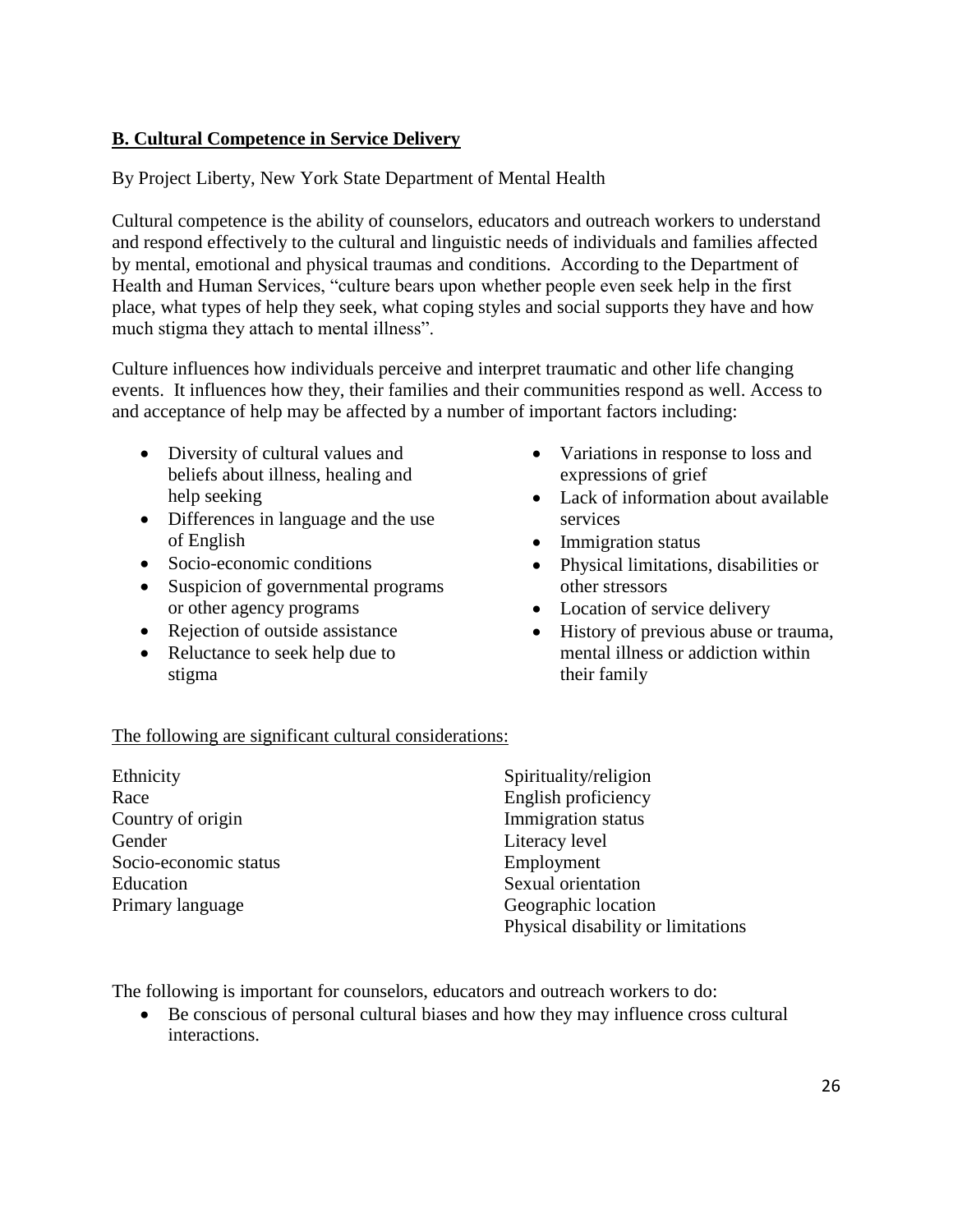## **B. Cultural Competence in Service Delivery**

By Project Liberty, New York State Department of Mental Health

Cultural competence is the ability of counselors, educators and outreach workers to understand and respond effectively to the cultural and linguistic needs of individuals and families affected by mental, emotional and physical traumas and conditions. According to the Department of Health and Human Services, "culture bears upon whether people even seek help in the first place, what types of help they seek, what coping styles and social supports they have and how much stigma they attach to mental illness".

Culture influences how individuals perceive and interpret traumatic and other life changing events. It influences how they, their families and their communities respond as well. Access to and acceptance of help may be affected by a number of important factors including:

- Diversity of cultural values and beliefs about illness, healing and help seeking
- Differences in language and the use of English
- Socio-economic conditions
- Suspicion of governmental programs or other agency programs
- Rejection of outside assistance
- Reluctance to seek help due to stigma
- Variations in response to loss and expressions of grief
- Lack of information about available services
- Immigration status
- Physical limitations, disabilities or other stressors
- Location of service delivery
- History of previous abuse or trauma, mental illness or addiction within their family

<u>The following are significant cultural considerations:</u>

Ethnicity
Race
Country of origin
Gender
Socio-economic status
Education
Primary language
Spirituality/religion
English proficiency
Immigration status
Literacy level
Employment
Sexual orientation
Geographic location
Physical disability or limitations

The following is important for counselors, educators and outreach workers to do:

- Be conscious of personal cultural biases and how they may influence cross cultural interactions.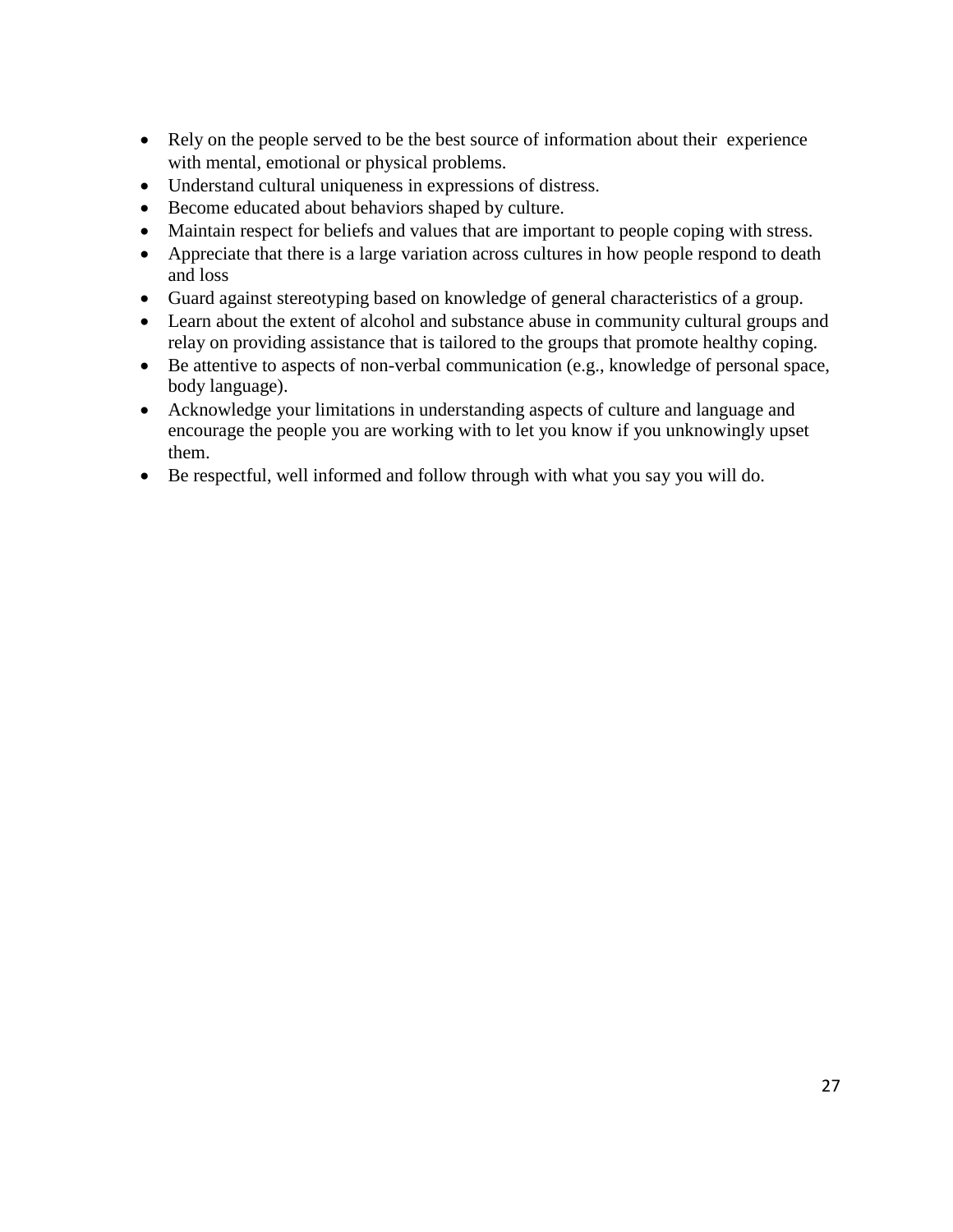- Rely on the people served to be the best source of information about their  experience with mental, emotional or physical problems.
- Understand cultural uniqueness in expressions of distress.
- Become educated about behaviors shaped by culture.
- Maintain respect for beliefs and values that are important to people coping with stress.
- Appreciate that there is a large variation across cultures in how people respond to death and loss
- Guard against stereotyping based on knowledge of general characteristics of a group.
- Learn about the extent of alcohol and substance abuse in community cultural groups and relay on providing assistance that is tailored to the groups that promote healthy coping.
- Be attentive to aspects of non-verbal communication (e.g., knowledge of personal space, body language).
- Acknowledge your limitations in understanding aspects of culture and language and encourage the people you are working with to let you know if you unknowingly upset them.
- Be respectful, well informed and follow through with what you say you will do.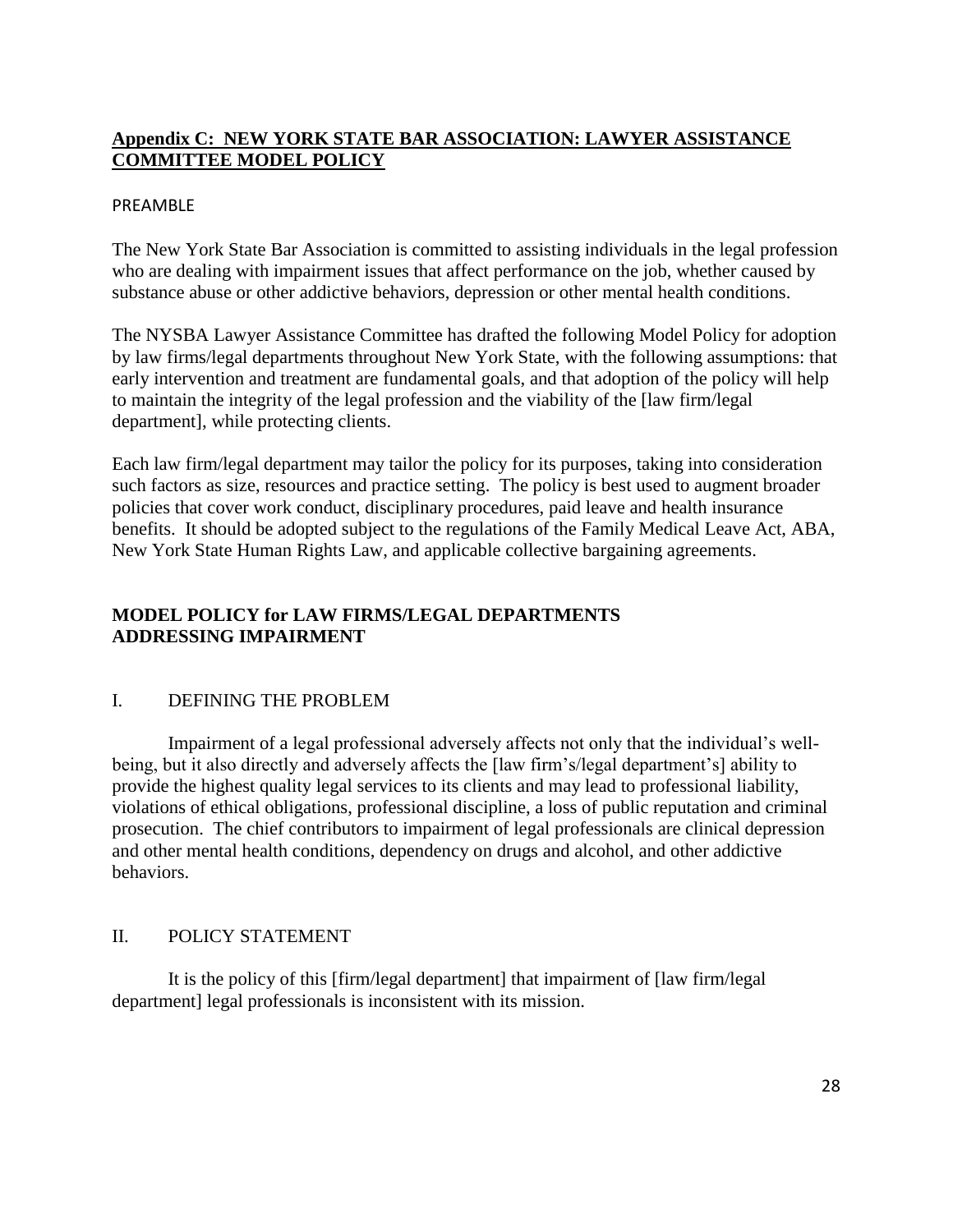## Appendix C: NEW YORK STATE BAR ASSOCIATION: LAWYER ASSISTANCE COMMITTEE MODEL POLICY

PREAMBLE

The New York State Bar Association is committed to assisting individuals in the legal profession who are dealing with impairment issues that affect performance on the job, whether caused by substance abuse or other addictive behaviors, depression or other mental health conditions.

The NYSBA Lawyer Assistance Committee has drafted the following Model Policy for adoption by law firms/legal departments throughout New York State, with the following assumptions: that early intervention and treatment are fundamental goals, and that adoption of the policy will help to maintain the integrity of the legal profession and the viability of the [law firm/legal department], while protecting clients.

Each law firm/legal department may tailor the policy for its purposes, taking into consideration such factors as size, resources and practice setting. The policy is best used to augment broader policies that cover work conduct, disciplinary procedures, paid leave and health insurance benefits. It should be adopted subject to the regulations of the Family Medical Leave Act, ABA, New York State Human Rights Law, and applicable collective bargaining agreements.

## MODEL POLICY for LAW FIRMS/LEGAL DEPARTMENTS ADDRESSING IMPAIRMENT

### I. DEFINING THE PROBLEM

Impairment of a legal professional adversely affects not only that the individual's well-being, but it also directly and adversely affects the [law firm's/legal department's] ability to provide the highest quality legal services to its clients and may lead to professional liability, violations of ethical obligations, professional discipline, a loss of public reputation and criminal prosecution. The chief contributors to impairment of legal professionals are clinical depression and other mental health conditions, dependency on drugs and alcohol, and other addictive behaviors.

### II. POLICY STATEMENT

It is the policy of this [firm/legal department] that impairment of [law firm/legal department] legal professionals is inconsistent with its mission.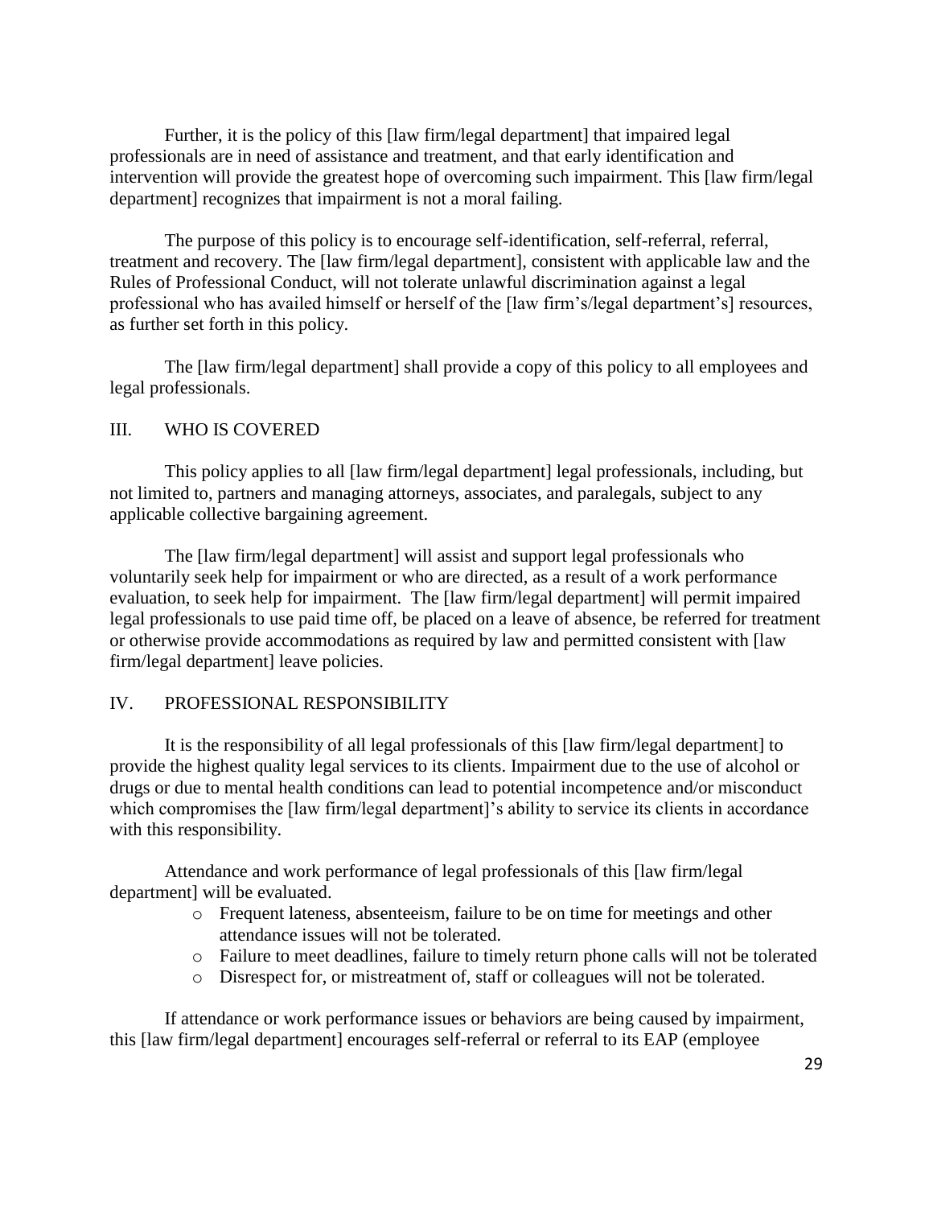Further, it is the policy of this [law firm/legal department] that impaired legal professionals are in need of assistance and treatment, and that early identification and intervention will provide the greatest hope of overcoming such impairment. This [law firm/legal department] recognizes that impairment is not a moral failing.

The purpose of this policy is to encourage self-identification, self-referral, referral, treatment and recovery. The [law firm/legal department], consistent with applicable law and the Rules of Professional Conduct, will not tolerate unlawful discrimination against a legal professional who has availed himself or herself of the [law firm's/legal department's] resources, as further set forth in this policy.

The [law firm/legal department] shall provide a copy of this policy to all employees and legal professionals.

## III. WHO IS COVERED

This policy applies to all [law firm/legal department] legal professionals, including, but not limited to, partners and managing attorneys, associates, and paralegals, subject to any applicable collective bargaining agreement.

The [law firm/legal department] will assist and support legal professionals who voluntarily seek help for impairment or who are directed, as a result of a work performance evaluation, to seek help for impairment. The [law firm/legal department] will permit impaired legal professionals to use paid time off, be placed on a leave of absence, be referred for treatment or otherwise provide accommodations as required by law and permitted consistent with [law firm/legal department] leave policies.

## IV. PROFESSIONAL RESPONSIBILITY

It is the responsibility of all legal professionals of this [law firm/legal department] to provide the highest quality legal services to its clients. Impairment due to the use of alcohol or drugs or due to mental health conditions can lead to potential incompetence and/or misconduct which compromises the [law firm/legal department]'s ability to service its clients in accordance with this responsibility.

Attendance and work performance of legal professionals of this [law firm/legal department] will be evaluated.

- Frequent lateness, absenteeism, failure to be on time for meetings and other attendance issues will not be tolerated.
- Failure to meet deadlines, failure to timely return phone calls will not be tolerated
- Disrespect for, or mistreatment of, staff or colleagues will not be tolerated.

If attendance or work performance issues or behaviors are being caused by impairment, this [law firm/legal department] encourages self-referral or referral to its EAP (employee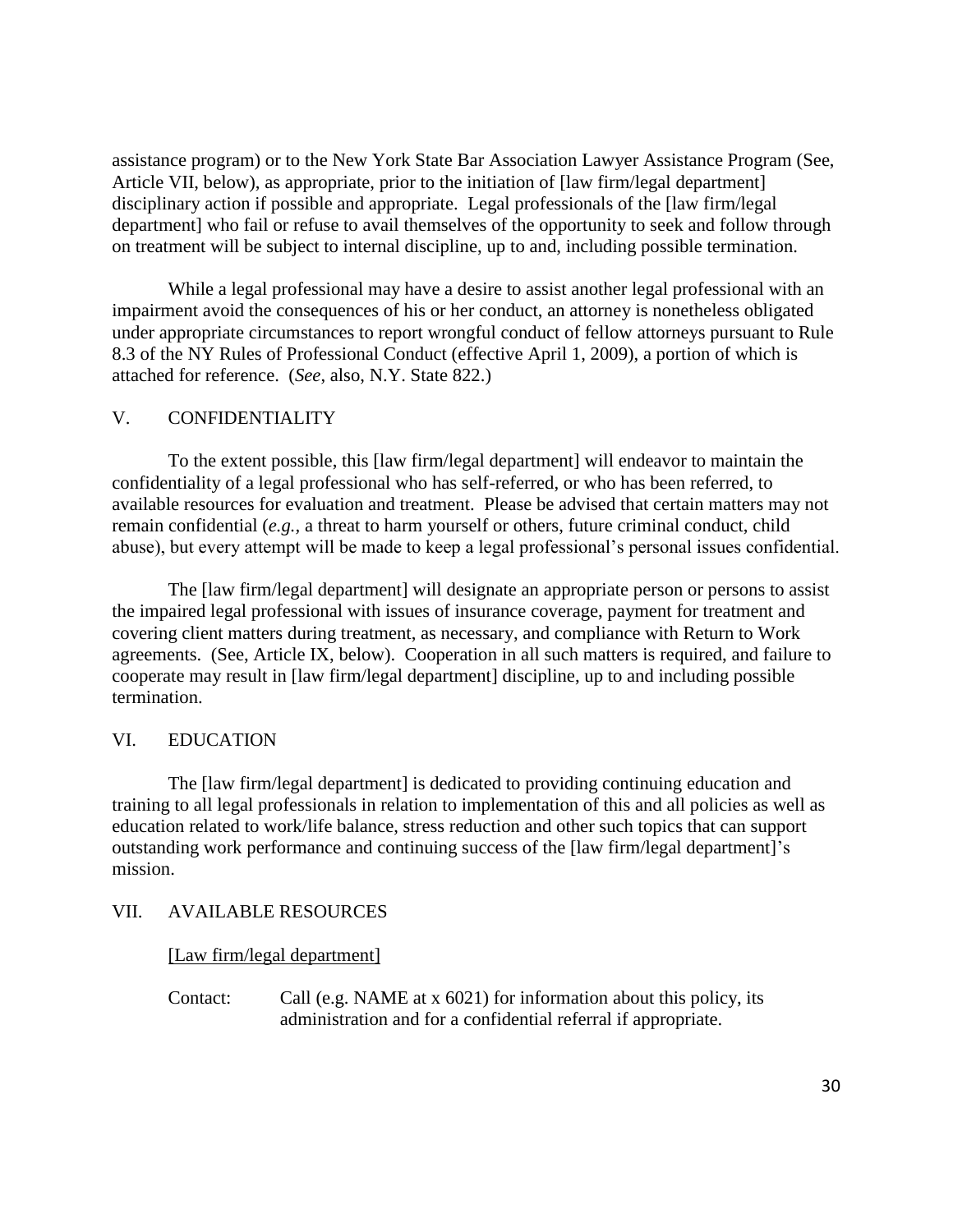assistance program) or to the New York State Bar Association Lawyer Assistance Program (See, Article VII, below), as appropriate, prior to the initiation of [law firm/legal department] disciplinary action if possible and appropriate. Legal professionals of the [law firm/legal department] who fail or refuse to avail themselves of the opportunity to seek and follow through on treatment will be subject to internal discipline, up to and, including possible termination.

While a legal professional may have a desire to assist another legal professional with an impairment avoid the consequences of his or her conduct, an attorney is nonetheless obligated under appropriate circumstances to report wrongful conduct of fellow attorneys pursuant to Rule 8.3 of the NY Rules of Professional Conduct (effective April 1, 2009), a portion of which is attached for reference. (*See*, also, N.Y. State 822.)

## V. CONFIDENTIALITY

To the extent possible, this [law firm/legal department] will endeavor to maintain the confidentiality of a legal professional who has self-referred, or who has been referred, to available resources for evaluation and treatment. Please be advised that certain matters may not remain confidential (*e.g.*, a threat to harm yourself or others, future criminal conduct, child abuse), but every attempt will be made to keep a legal professional's personal issues confidential.

The [law firm/legal department] will designate an appropriate person or persons to assist the impaired legal professional with issues of insurance coverage, payment for treatment and covering client matters during treatment, as necessary, and compliance with Return to Work agreements. (See, Article IX, below). Cooperation in all such matters is required, and failure to cooperate may result in [law firm/legal department] discipline, up to and including possible termination.

## VI. EDUCATION

The [law firm/legal department] is dedicated to providing continuing education and training to all legal professionals in relation to implementation of this and all policies as well as education related to work/life balance, stress reduction and other such topics that can support outstanding work performance and continuing success of the [law firm/legal department]'s mission.

## VII. AVAILABLE RESOURCES

[Law firm/legal department]

Contact: Call (e.g. NAME at x 6021) for information about this policy, its administration and for a confidential referral if appropriate.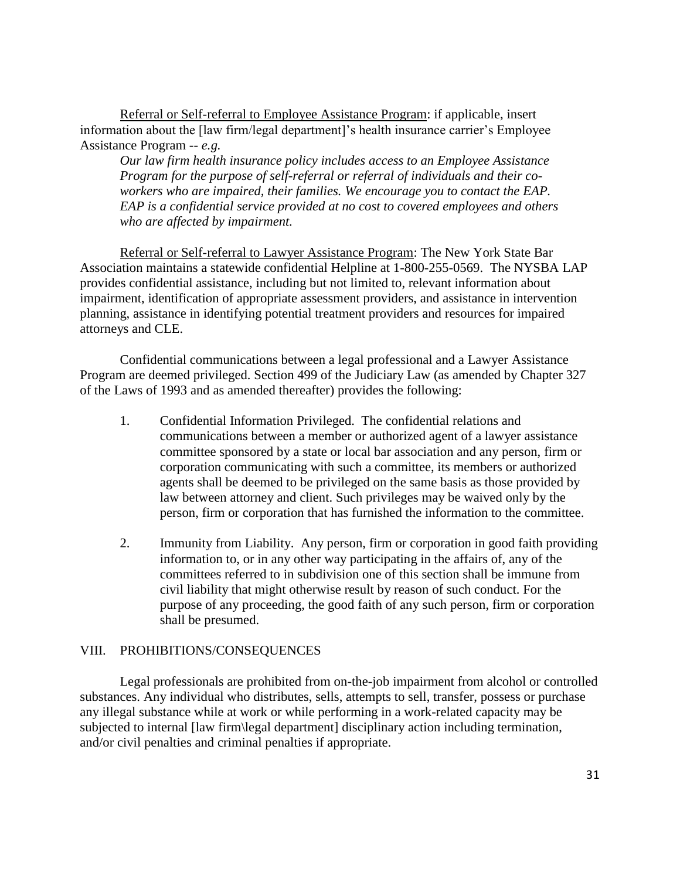<u>Referral or Self-referral to Employee Assistance Program</u>: if applicable, insert information about the [law firm/legal department]'s health insurance carrier's Employee Assistance Program -- *e.g.*

> *Our law firm health insurance policy includes access to an Employee Assistance Program for the purpose of self-referral or referral of individuals and their co-workers who are impaired, their families. We encourage you to contact the EAP. EAP is a confidential service provided at no cost to covered employees and others who are affected by impairment.*

<u>Referral or Self-referral to Lawyer Assistance Program</u>: The New York State Bar Association maintains a statewide confidential Helpline at 1-800-255-0569. The NYSBA LAP provides confidential assistance, including but not limited to, relevant information about impairment, identification of appropriate assessment providers, and assistance in intervention planning, assistance in identifying potential treatment providers and resources for impaired attorneys and CLE.

Confidential communications between a legal professional and a Lawyer Assistance Program are deemed privileged. Section 499 of the Judiciary Law (as amended by Chapter 327 of the Laws of 1993 and as amended thereafter) provides the following:

1. Confidential Information Privileged. The confidential relations and communications between a member or authorized agent of a lawyer assistance committee sponsored by a state or local bar association and any person, firm or corporation communicating with such a committee, its members or authorized agents shall be deemed to be privileged on the same basis as those provided by law between attorney and client. Such privileges may be waived only by the person, firm or corporation that has furnished the information to the committee.

2. Immunity from Liability. Any person, firm or corporation in good faith providing information to, or in any other way participating in the affairs of, any of the committees referred to in subdivision one of this section shall be immune from civil liability that might otherwise result by reason of such conduct. For the purpose of any proceeding, the good faith of any such person, firm or corporation shall be presumed.

## VIII. PROHIBITIONS/CONSEQUENCES

Legal professionals are prohibited from on-the-job impairment from alcohol or controlled substances. Any individual who distributes, sells, attempts to sell, transfer, possess or purchase any illegal substance while at work or while performing in a work-related capacity may be subjected to internal [law firm\legal department] disciplinary action including termination, and/or civil penalties and criminal penalties if appropriate.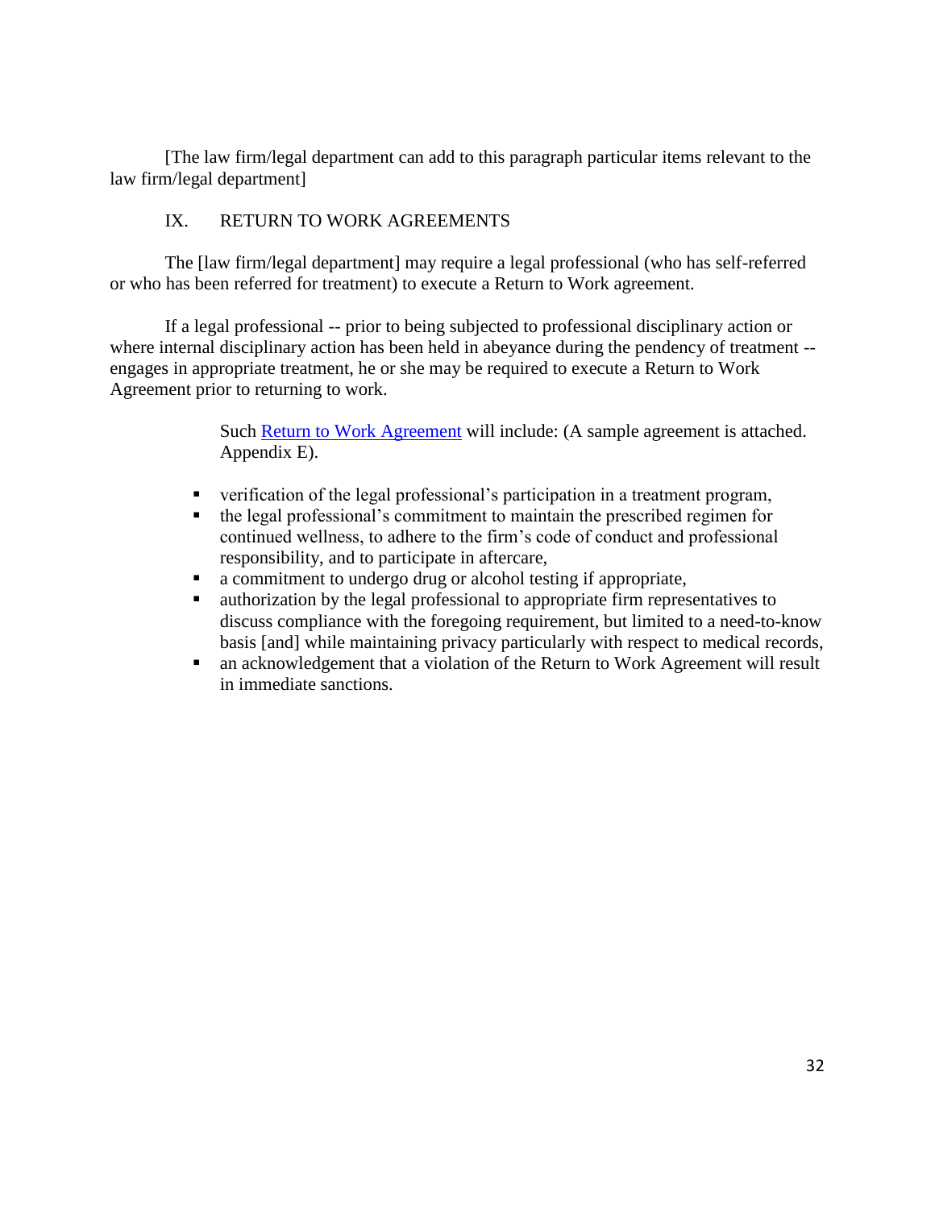[The law firm/legal department can add to this paragraph particular items relevant to the law firm/legal department]

## IX. RETURN TO WORK AGREEMENTS

The [law firm/legal department] may require a legal professional (who has self-referred or who has been referred for treatment) to execute a Return to Work agreement.

If a legal professional -- prior to being subjected to professional disciplinary action or where internal disciplinary action has been held in abeyance during the pendency of treatment -- engages in appropriate treatment, he or she may be required to execute a Return to Work Agreement prior to returning to work.

> Such Return to Work Agreement will include: (A sample agreement is attached. Appendix E).

- verification of the legal professional's participation in a treatment program,
- the legal professional's commitment to maintain the prescribed regimen for continued wellness, to adhere to the firm's code of conduct and professional responsibility, and to participate in aftercare,
- a commitment to undergo drug or alcohol testing if appropriate,
- authorization by the legal professional to appropriate firm representatives to discuss compliance with the foregoing requirement, but limited to a need-to-know basis [and] while maintaining privacy particularly with respect to medical records,
- an acknowledgement that a violation of the Return to Work Agreement will result in immediate sanctions.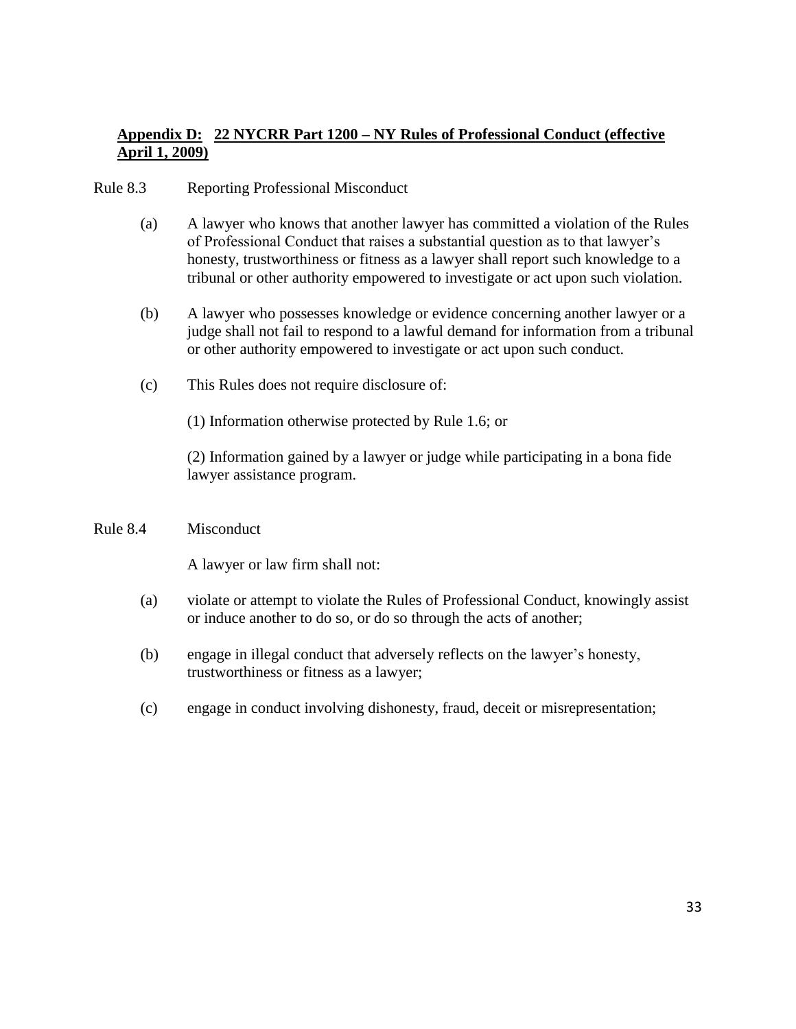## **Appendix D: 22 NYCRR Part 1200 – NY Rules of Professional Conduct (effective April 1, 2009)**

Rule 8.3 Reporting Professional Misconduct

(a) A lawyer who knows that another lawyer has committed a violation of the Rules of Professional Conduct that raises a substantial question as to that lawyer's honesty, trustworthiness or fitness as a lawyer shall report such knowledge to a tribunal or other authority empowered to investigate or act upon such violation.

(b) A lawyer who possesses knowledge or evidence concerning another lawyer or a judge shall not fail to respond to a lawful demand for information from a tribunal or other authority empowered to investigate or act upon such conduct.

(c) This Rules does not require disclosure of:

(1) Information otherwise protected by Rule 1.6; or

(2) Information gained by a lawyer or judge while participating in a bona fide lawyer assistance program.

Rule 8.4 Misconduct

A lawyer or law firm shall not:

(a) violate or attempt to violate the Rules of Professional Conduct, knowingly assist or induce another to do so, or do so through the acts of another;

(b) engage in illegal conduct that adversely reflects on the lawyer's honesty, trustworthiness or fitness as a lawyer;

(c) engage in conduct involving dishonesty, fraud, deceit or misrepresentation;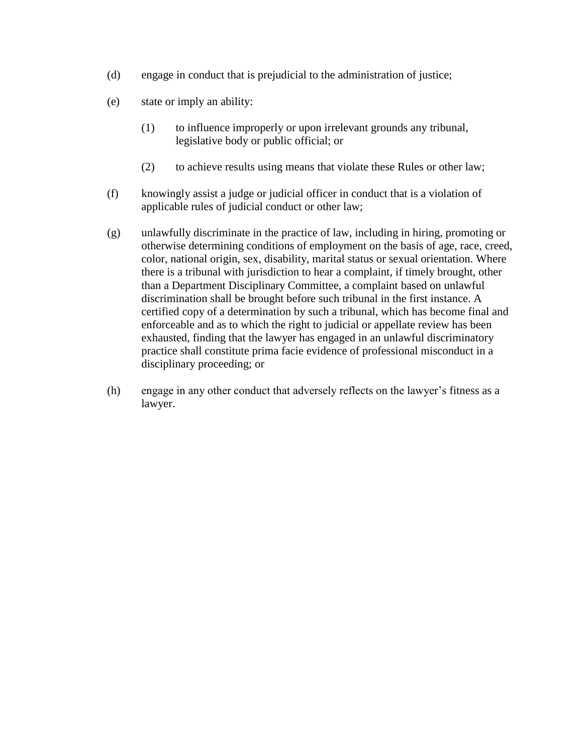(d) engage in conduct that is prejudicial to the administration of justice;

(e) state or imply an ability:

   (1) to influence improperly or upon irrelevant grounds any tribunal, legislative body or public official; or

   (2) to achieve results using means that violate these Rules or other law;

(f) knowingly assist a judge or judicial officer in conduct that is a violation of applicable rules of judicial conduct or other law;

(g) unlawfully discriminate in the practice of law, including in hiring, promoting or otherwise determining conditions of employment on the basis of age, race, creed, color, national origin, sex, disability, marital status or sexual orientation. Where there is a tribunal with jurisdiction to hear a complaint, if timely brought, other than a Department Disciplinary Committee, a complaint based on unlawful discrimination shall be brought before such tribunal in the first instance. A certified copy of a determination by such a tribunal, which has become final and enforceable and as to which the right to judicial or appellate review has been exhausted, finding that the lawyer has engaged in an unlawful discriminatory practice shall constitute prima facie evidence of professional misconduct in a disciplinary proceeding; or

(h) engage in any other conduct that adversely reflects on the lawyer's fitness as a lawyer.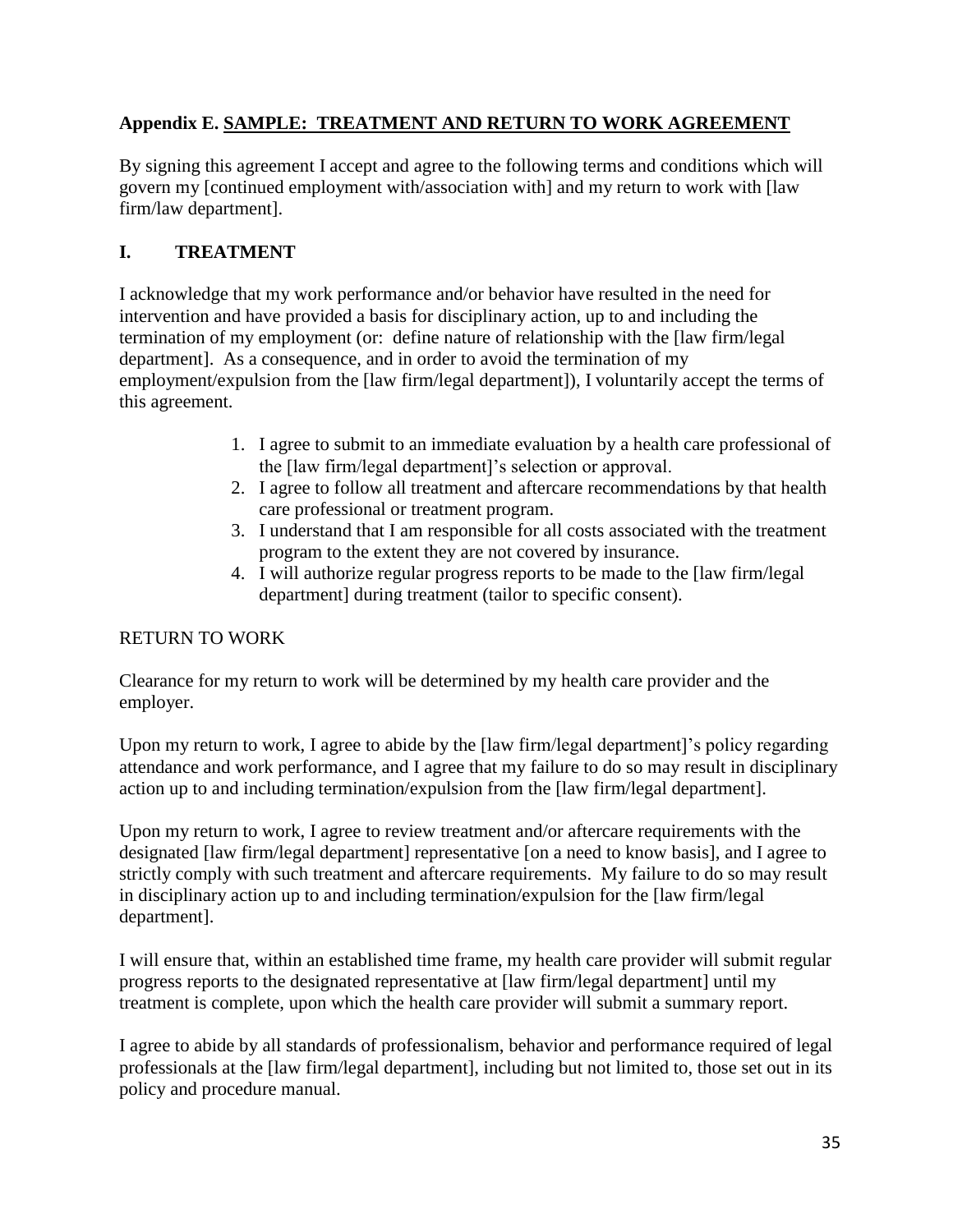## Appendix E. <u>SAMPLE: TREATMENT AND RETURN TO WORK AGREEMENT</u>

By signing this agreement I accept and agree to the following terms and conditions which will govern my [continued employment with/association with] and my return to work with [law firm/law department].

### I. TREATMENT

I acknowledge that my work performance and/or behavior have resulted in the need for intervention and have provided a basis for disciplinary action, up to and including the termination of my employment (or: define nature of relationship with the [law firm/legal department]. As a consequence, and in order to avoid the termination of my employment/expulsion from the [law firm/legal department]), I voluntarily accept the terms of this agreement.

1. I agree to submit to an immediate evaluation by a health care professional of the [law firm/legal department]'s selection or approval.
2. I agree to follow all treatment and aftercare recommendations by that health care professional or treatment program.
3. I understand that I am responsible for all costs associated with the treatment program to the extent they are not covered by insurance.
4. I will authorize regular progress reports to be made to the [law firm/legal department] during treatment (tailor to specific consent).

RETURN TO WORK

Clearance for my return to work will be determined by my health care provider and the employer.

Upon my return to work, I agree to abide by the [law firm/legal department]'s policy regarding attendance and work performance, and I agree that my failure to do so may result in disciplinary action up to and including termination/expulsion from the [law firm/legal department].

Upon my return to work, I agree to review treatment and/or aftercare requirements with the designated [law firm/legal department] representative [on a need to know basis], and I agree to strictly comply with such treatment and aftercare requirements. My failure to do so may result in disciplinary action up to and including termination/expulsion for the [law firm/legal department].

I will ensure that, within an established time frame, my health care provider will submit regular progress reports to the designated representative at [law firm/legal department] until my treatment is complete, upon which the health care provider will submit a summary report.

I agree to abide by all standards of professionalism, behavior and performance required of legal professionals at the [law firm/legal department], including but not limited to, those set out in its policy and procedure manual.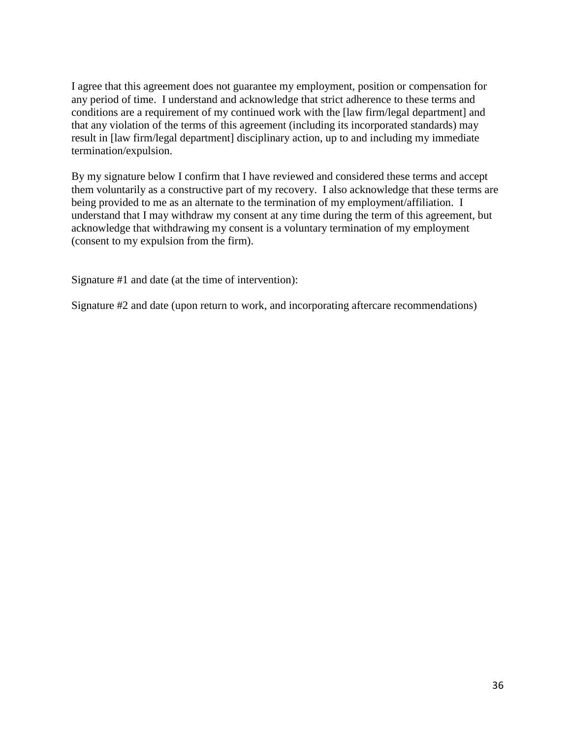I agree that this agreement does not guarantee my employment, position or compensation for any period of time. I understand and acknowledge that strict adherence to these terms and conditions are a requirement of my continued work with the [law firm/legal department] and that any violation of the terms of this agreement (including its incorporated standards) may result in [law firm/legal department] disciplinary action, up to and including my immediate termination/expulsion.

By my signature below I confirm that I have reviewed and considered these terms and accept them voluntarily as a constructive part of my recovery. I also acknowledge that these terms are being provided to me as an alternate to the termination of my employment/affiliation. I understand that I may withdraw my consent at any time during the term of this agreement, but acknowledge that withdrawing my consent is a voluntary termination of my employment (consent to my expulsion from the firm).

Signature #1 and date (at the time of intervention):

Signature #2 and date (upon return to work, and incorporating aftercare recommendations)